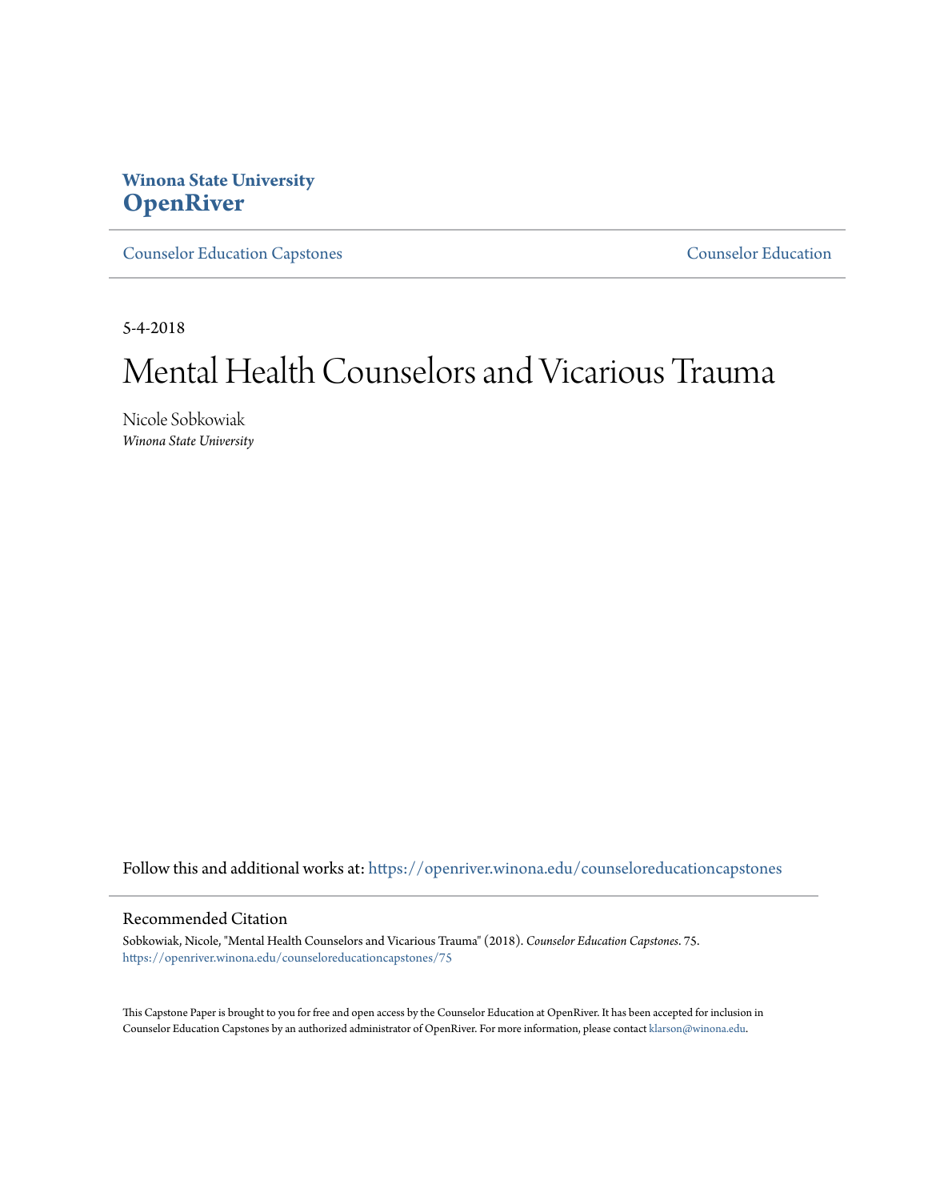**Winona State University**
**OpenRiver**

Counselor Education Capstones | Counselor Education

5-4-2018

# Mental Health Counselors and Vicarious Trauma

Nicole Sobkowiak
*Winona State University*

Follow this and additional works at: https://openriver.winona.edu/counseloreducationcapstones

## Recommended Citation

Sobkowiak, Nicole, "Mental Health Counselors and Vicarious Trauma" (2018). *Counselor Education Capstones*. 75.
https://openriver.winona.edu/counseloreducationcapstones/75

This Capstone Paper is brought to you for free and open access by the Counselor Education at OpenRiver. It has been accepted for inclusion in Counselor Education Capstones by an authorized administrator of OpenRiver. For more information, please contact klarson@winona.edu.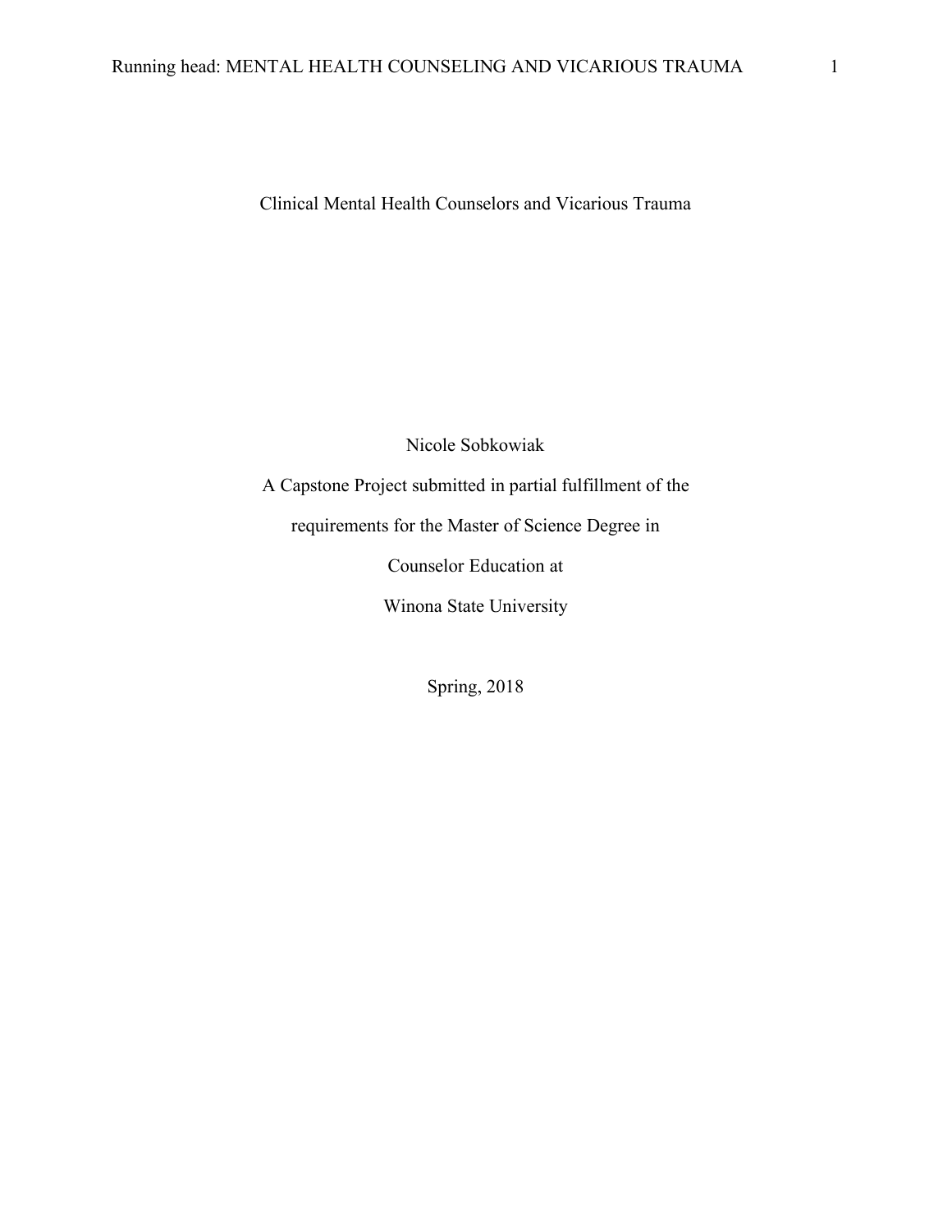# Clinical Mental Health Counselors and Vicarious Trauma

Nicole Sobkowiak

A Capstone Project submitted in partial fulfillment of the

requirements for the Master of Science Degree in

Counselor Education at

Winona State University

Spring, 2018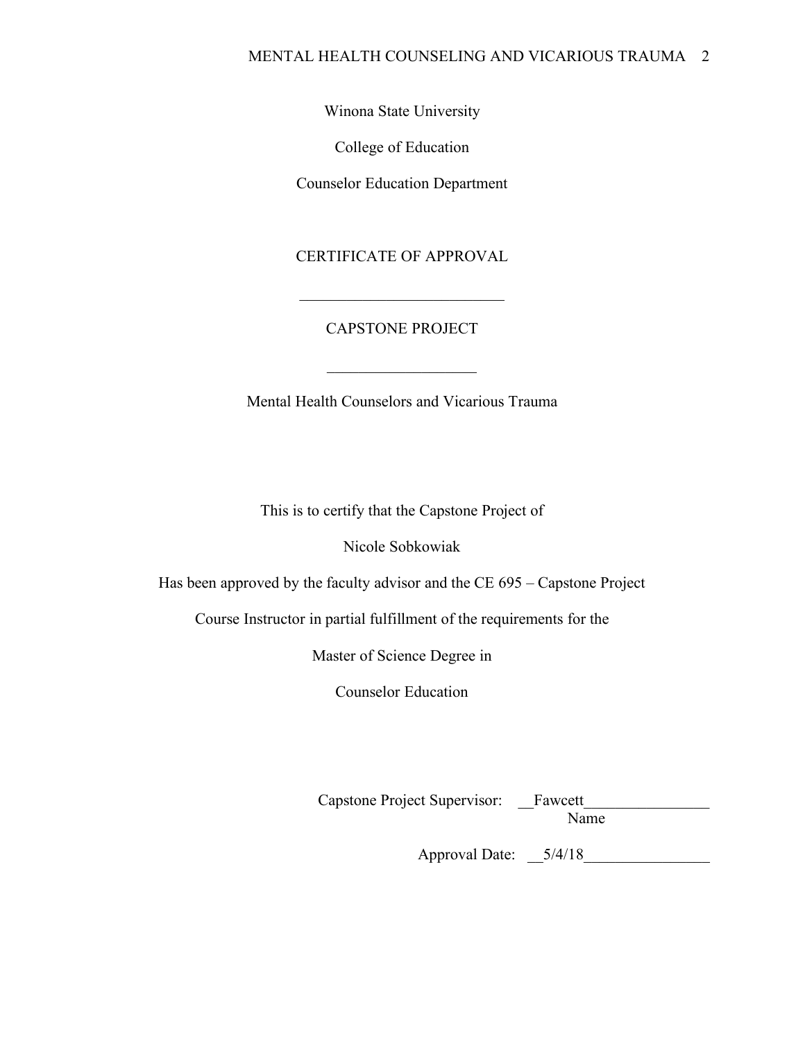Winona State University

College of Education

Counselor Education Department

CERTIFICATE OF APPROVAL

\_\_\_\_\_\_\_\_\_\_\_\_\_\_\_\_\_\_\_\_\_\_\_\_\_\_

CAPSTONE PROJECT

\_\_\_\_\_\_\_\_\_\_\_\_\_\_\_\_\_\_\_

Mental Health Counselors and Vicarious Trauma

This is to certify that the Capstone Project of

Nicole Sobkowiak

Has been approved by the faculty advisor and the CE 695 – Capstone Project

Course Instructor in partial fulfillment of the requirements for the

Master of Science Degree in

Counselor Education

Capstone Project Supervisor: \_\_Fawcett\_\_\_\_\_\_\_\_\_\_\_\_\_\_\_\_
Name

Approval Date: \_\_5/4/18\_\_\_\_\_\_\_\_\_\_\_\_\_\_\_\_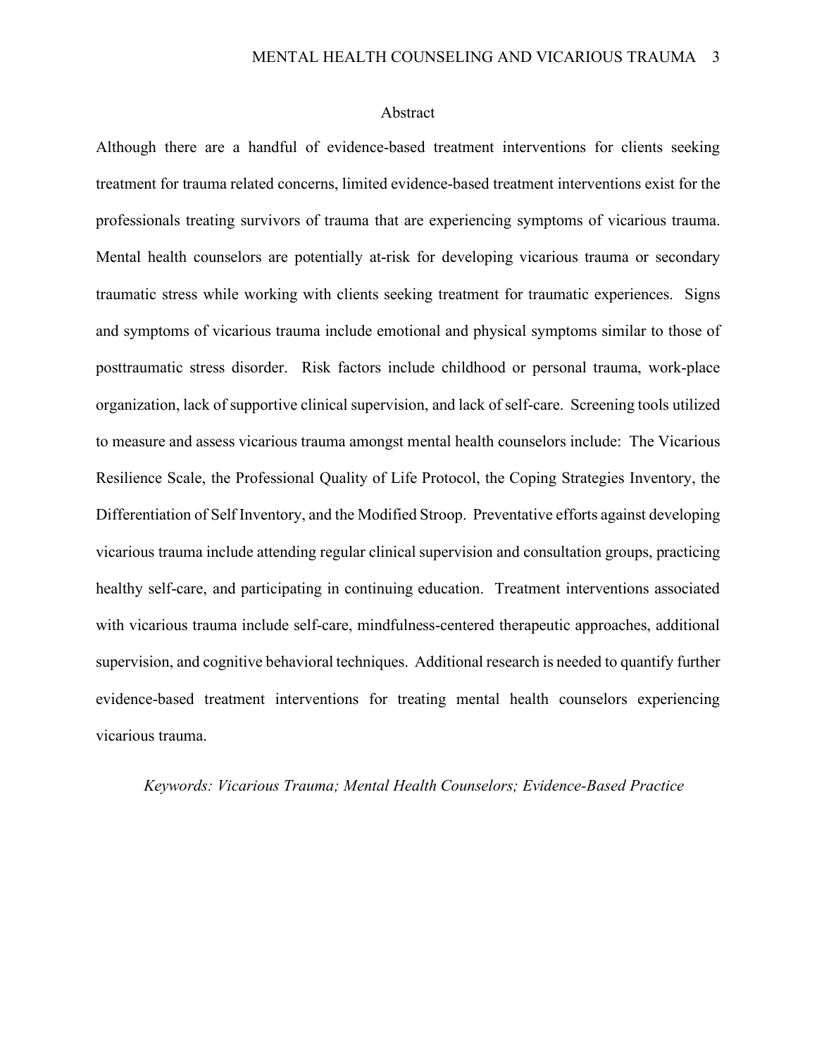# Abstract

Although there are a handful of evidence-based treatment interventions for clients seeking treatment for trauma related concerns, limited evidence-based treatment interventions exist for the professionals treating survivors of trauma that are experiencing symptoms of vicarious trauma. Mental health counselors are potentially at-risk for developing vicarious trauma or secondary traumatic stress while working with clients seeking treatment for traumatic experiences. Signs and symptoms of vicarious trauma include emotional and physical symptoms similar to those of posttraumatic stress disorder. Risk factors include childhood or personal trauma, work-place organization, lack of supportive clinical supervision, and lack of self-care. Screening tools utilized to measure and assess vicarious trauma amongst mental health counselors include: The Vicarious Resilience Scale, the Professional Quality of Life Protocol, the Coping Strategies Inventory, the Differentiation of Self Inventory, and the Modified Stroop. Preventative efforts against developing vicarious trauma include attending regular clinical supervision and consultation groups, practicing healthy self-care, and participating in continuing education. Treatment interventions associated with vicarious trauma include self-care, mindfulness-centered therapeutic approaches, additional supervision, and cognitive behavioral techniques. Additional research is needed to quantify further evidence-based treatment interventions for treating mental health counselors experiencing vicarious trauma.

*Keywords: Vicarious Trauma; Mental Health Counselors; Evidence-Based Practice*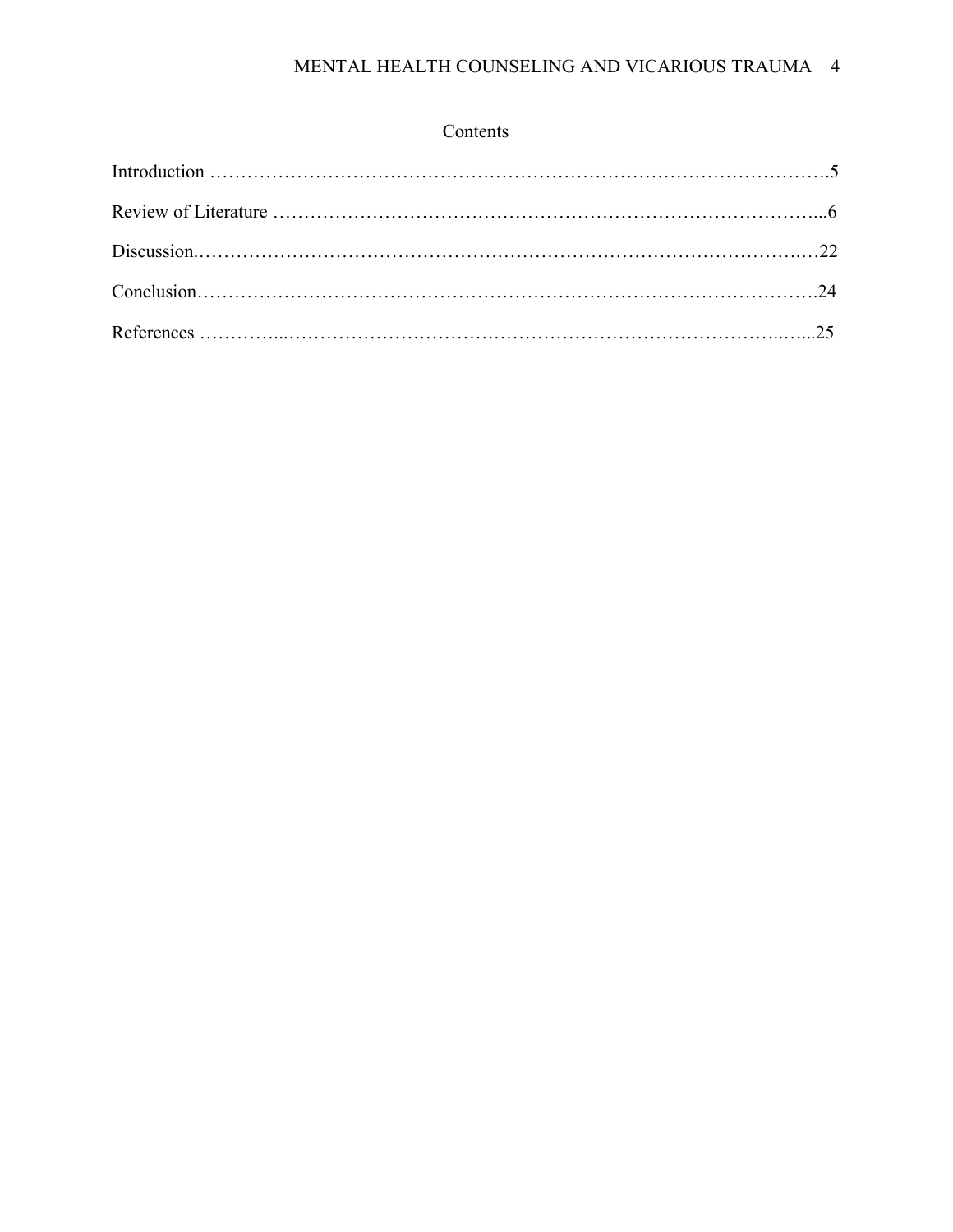# Contents

Introduction ……………………………………………………………………………………….5

Review of Literature ……………………………………………………………………………...6

Discussion.…………………………………………………………………………………….…22

Conclusion……………………………………………………………………………………….24

References …………...……………………………………………………………………..…...25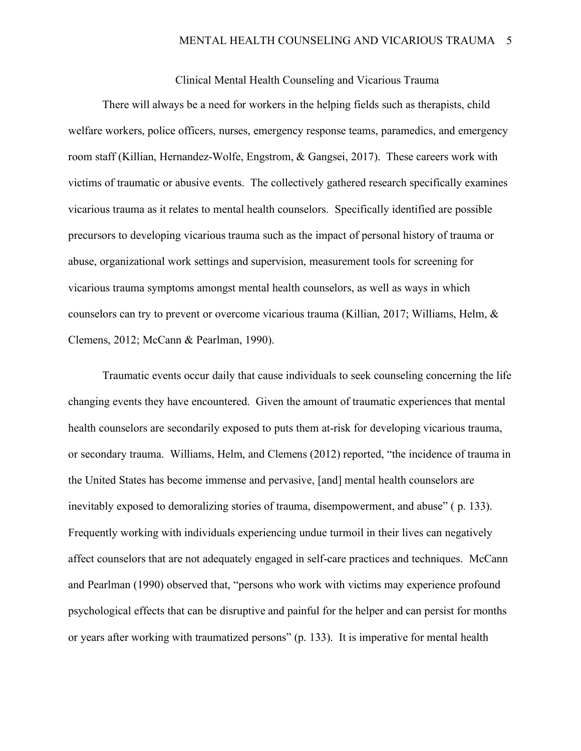# Clinical Mental Health Counseling and Vicarious Trauma

There will always be a need for workers in the helping fields such as therapists, child welfare workers, police officers, nurses, emergency response teams, paramedics, and emergency room staff (Killian, Hernandez-Wolfe, Engstrom, & Gangsei, 2017). These careers work with victims of traumatic or abusive events. The collectively gathered research specifically examines vicarious trauma as it relates to mental health counselors. Specifically identified are possible precursors to developing vicarious trauma such as the impact of personal history of trauma or abuse, organizational work settings and supervision, measurement tools for screening for vicarious trauma symptoms amongst mental health counselors, as well as ways in which counselors can try to prevent or overcome vicarious trauma (Killian, 2017; Williams, Helm, & Clemens, 2012; McCann & Pearlman, 1990).

Traumatic events occur daily that cause individuals to seek counseling concerning the life changing events they have encountered. Given the amount of traumatic experiences that mental health counselors are secondarily exposed to puts them at-risk for developing vicarious trauma, or secondary trauma. Williams, Helm, and Clemens (2012) reported, "the incidence of trauma in the United States has become immense and pervasive, [and] mental health counselors are inevitably exposed to demoralizing stories of trauma, disempowerment, and abuse" ( p. 133). Frequently working with individuals experiencing undue turmoil in their lives can negatively affect counselors that are not adequately engaged in self-care practices and techniques. McCann and Pearlman (1990) observed that, "persons who work with victims may experience profound psychological effects that can be disruptive and painful for the helper and can persist for months or years after working with traumatized persons" (p. 133). It is imperative for mental health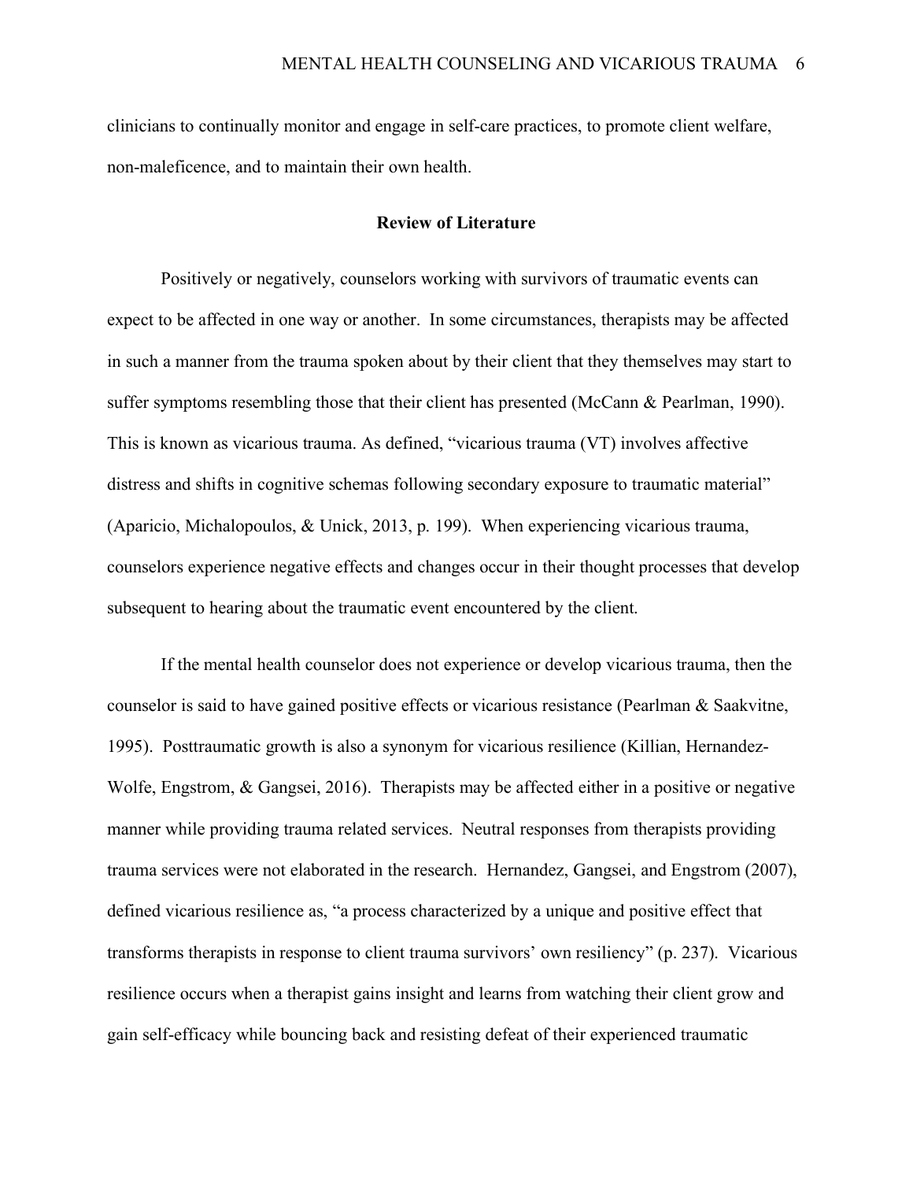clinicians to continually monitor and engage in self-care practices, to promote client welfare, non-maleficence, and to maintain their own health.

## Review of Literature

Positively or negatively, counselors working with survivors of traumatic events can expect to be affected in one way or another. In some circumstances, therapists may be affected in such a manner from the trauma spoken about by their client that they themselves may start to suffer symptoms resembling those that their client has presented (McCann & Pearlman, 1990). This is known as vicarious trauma. As defined, "vicarious trauma (VT) involves affective distress and shifts in cognitive schemas following secondary exposure to traumatic material" (Aparicio, Michalopoulos, & Unick, 2013, p. 199). When experiencing vicarious trauma, counselors experience negative effects and changes occur in their thought processes that develop subsequent to hearing about the traumatic event encountered by the client.

If the mental health counselor does not experience or develop vicarious trauma, then the counselor is said to have gained positive effects or vicarious resistance (Pearlman & Saakvitne, 1995). Posttraumatic growth is also a synonym for vicarious resilience (Killian, Hernandez-Wolfe, Engstrom, & Gangsei, 2016). Therapists may be affected either in a positive or negative manner while providing trauma related services. Neutral responses from therapists providing trauma services were not elaborated in the research. Hernandez, Gangsei, and Engstrom (2007), defined vicarious resilience as, "a process characterized by a unique and positive effect that transforms therapists in response to client trauma survivors' own resiliency" (p. 237). Vicarious resilience occurs when a therapist gains insight and learns from watching their client grow and gain self-efficacy while bouncing back and resisting defeat of their experienced traumatic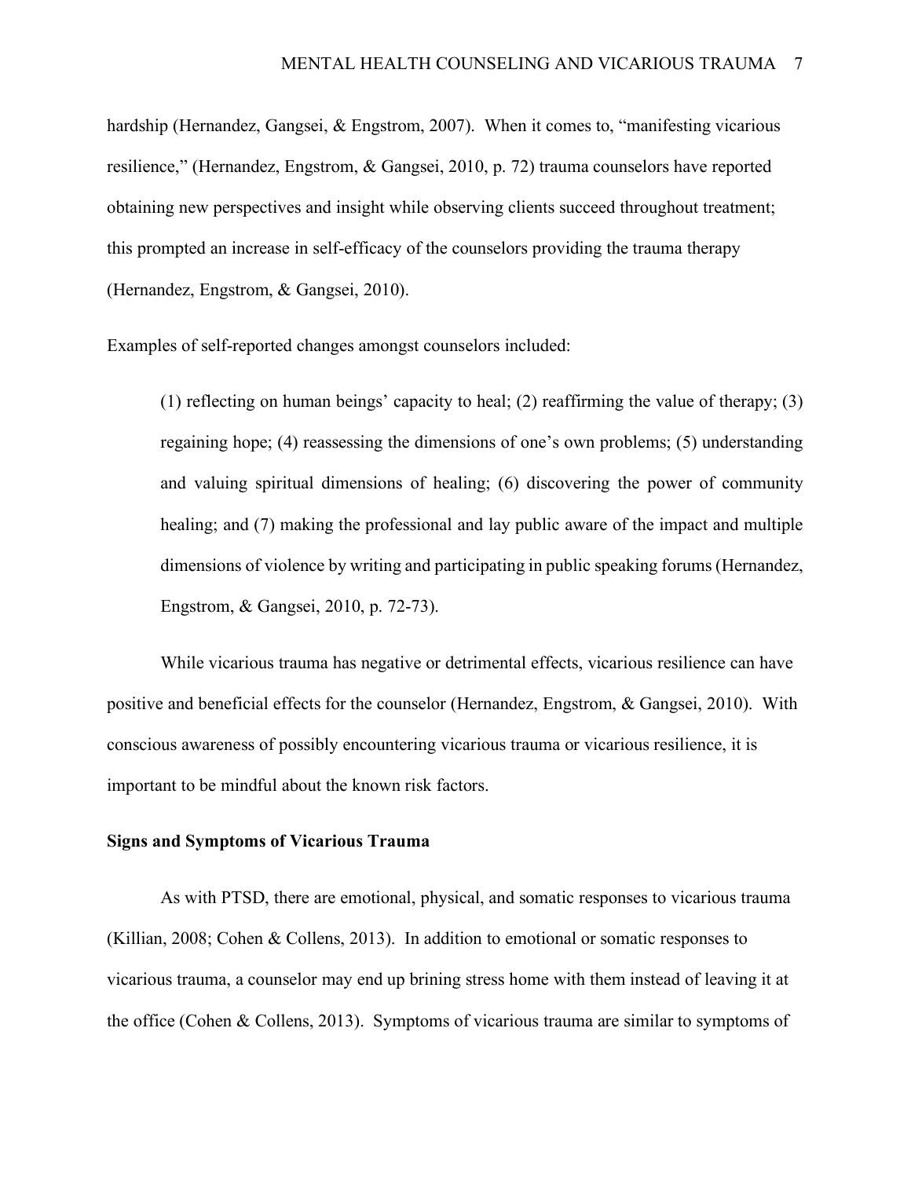hardship (Hernandez, Gangsei, & Engstrom, 2007). When it comes to, "manifesting vicarious resilience," (Hernandez, Engstrom, & Gangsei, 2010, p. 72) trauma counselors have reported obtaining new perspectives and insight while observing clients succeed throughout treatment; this prompted an increase in self-efficacy of the counselors providing the trauma therapy (Hernandez, Engstrom, & Gangsei, 2010).

Examples of self-reported changes amongst counselors included:

> (1) reflecting on human beings' capacity to heal; (2) reaffirming the value of therapy; (3) regaining hope; (4) reassessing the dimensions of one's own problems; (5) understanding and valuing spiritual dimensions of healing; (6) discovering the power of community healing; and (7) making the professional and lay public aware of the impact and multiple dimensions of violence by writing and participating in public speaking forums (Hernandez, Engstrom, & Gangsei, 2010, p. 72-73).

While vicarious trauma has negative or detrimental effects, vicarious resilience can have positive and beneficial effects for the counselor (Hernandez, Engstrom, & Gangsei, 2010). With conscious awareness of possibly encountering vicarious trauma or vicarious resilience, it is important to be mindful about the known risk factors.

**Signs and Symptoms of Vicarious Trauma**

As with PTSD, there are emotional, physical, and somatic responses to vicarious trauma (Killian, 2008; Cohen & Collens, 2013). In addition to emotional or somatic responses to vicarious trauma, a counselor may end up brining stress home with them instead of leaving it at the office (Cohen & Collens, 2013). Symptoms of vicarious trauma are similar to symptoms of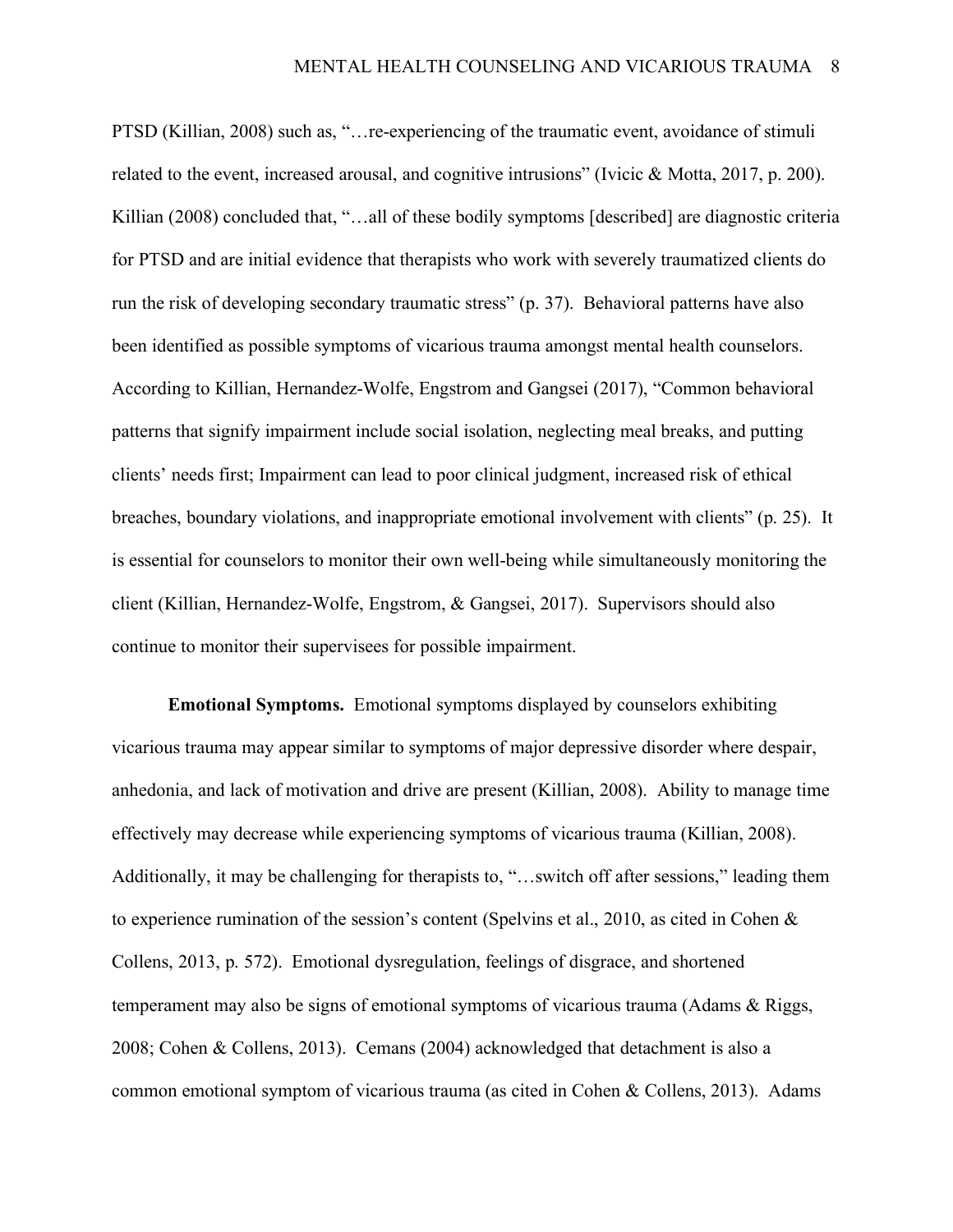PTSD (Killian, 2008) such as, "…re-experiencing of the traumatic event, avoidance of stimuli related to the event, increased arousal, and cognitive intrusions" (Ivicic & Motta, 2017, p. 200). Killian (2008) concluded that, "…all of these bodily symptoms [described] are diagnostic criteria for PTSD and are initial evidence that therapists who work with severely traumatized clients do run the risk of developing secondary traumatic stress" (p. 37). Behavioral patterns have also been identified as possible symptoms of vicarious trauma amongst mental health counselors. According to Killian, Hernandez-Wolfe, Engstrom and Gangsei (2017), "Common behavioral patterns that signify impairment include social isolation, neglecting meal breaks, and putting clients' needs first; Impairment can lead to poor clinical judgment, increased risk of ethical breaches, boundary violations, and inappropriate emotional involvement with clients" (p. 25). It is essential for counselors to monitor their own well-being while simultaneously monitoring the client (Killian, Hernandez-Wolfe, Engstrom, & Gangsei, 2017). Supervisors should also continue to monitor their supervisees for possible impairment.

**Emotional Symptoms.** Emotional symptoms displayed by counselors exhibiting vicarious trauma may appear similar to symptoms of major depressive disorder where despair, anhedonia, and lack of motivation and drive are present (Killian, 2008). Ability to manage time effectively may decrease while experiencing symptoms of vicarious trauma (Killian, 2008). Additionally, it may be challenging for therapists to, "…switch off after sessions," leading them to experience rumination of the session's content (Spelvins et al., 2010, as cited in Cohen & Collens, 2013, p. 572). Emotional dysregulation, feelings of disgrace, and shortened temperament may also be signs of emotional symptoms of vicarious trauma (Adams & Riggs, 2008; Cohen & Collens, 2013). Cemans (2004) acknowledged that detachment is also a common emotional symptom of vicarious trauma (as cited in Cohen & Collens, 2013). Adams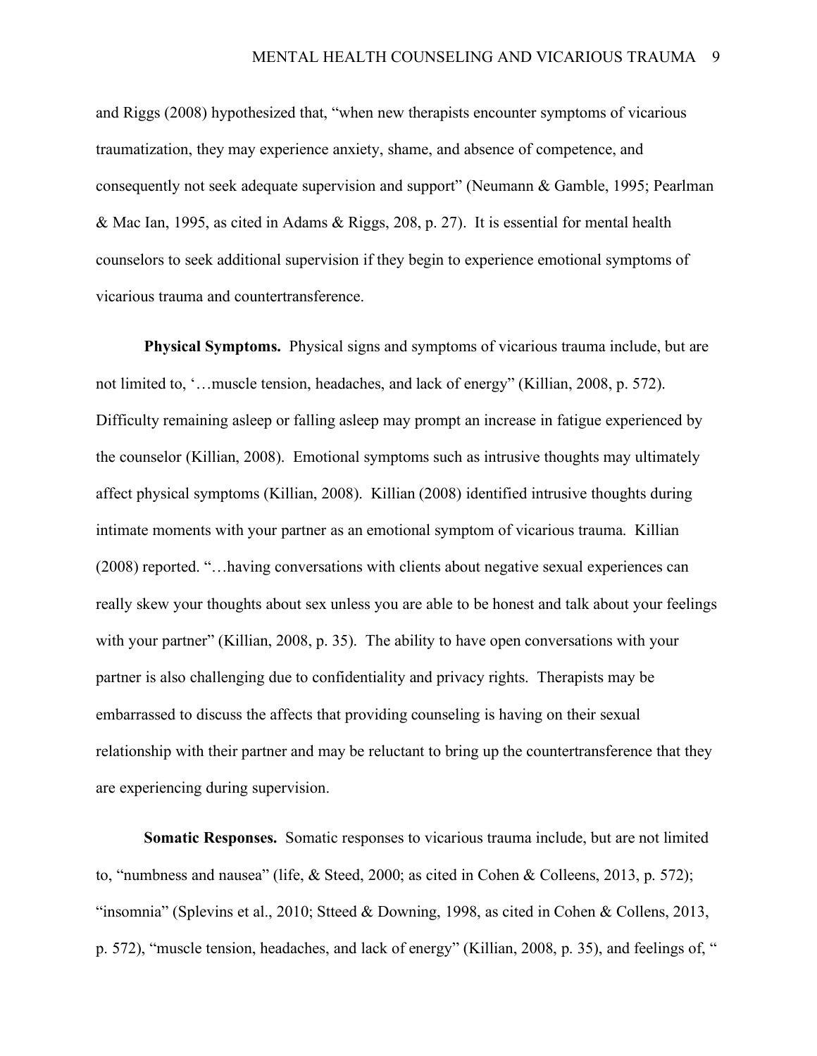and Riggs (2008) hypothesized that, "when new therapists encounter symptoms of vicarious traumatization, they may experience anxiety, shame, and absence of competence, and consequently not seek adequate supervision and support" (Neumann & Gamble, 1995; Pearlman & Mac Ian, 1995, as cited in Adams & Riggs, 208, p. 27). It is essential for mental health counselors to seek additional supervision if they begin to experience emotional symptoms of vicarious trauma and countertransference.

**Physical Symptoms.** Physical signs and symptoms of vicarious trauma include, but are not limited to, '…muscle tension, headaches, and lack of energy" (Killian, 2008, p. 572). Difficulty remaining asleep or falling asleep may prompt an increase in fatigue experienced by the counselor (Killian, 2008). Emotional symptoms such as intrusive thoughts may ultimately affect physical symptoms (Killian, 2008). Killian (2008) identified intrusive thoughts during intimate moments with your partner as an emotional symptom of vicarious trauma. Killian (2008) reported. "…having conversations with clients about negative sexual experiences can really skew your thoughts about sex unless you are able to be honest and talk about your feelings with your partner" (Killian, 2008, p. 35). The ability to have open conversations with your partner is also challenging due to confidentiality and privacy rights. Therapists may be embarrassed to discuss the affects that providing counseling is having on their sexual relationship with their partner and may be reluctant to bring up the countertransference that they are experiencing during supervision.

**Somatic Responses.** Somatic responses to vicarious trauma include, but are not limited to, "numbness and nausea" (life, & Steed, 2000; as cited in Cohen & Colleens, 2013, p. 572); "insomnia" (Splevins et al., 2010; Stteed & Downing, 1998, as cited in Cohen & Collens, 2013, p. 572), "muscle tension, headaches, and lack of energy" (Killian, 2008, p. 35), and feelings of, "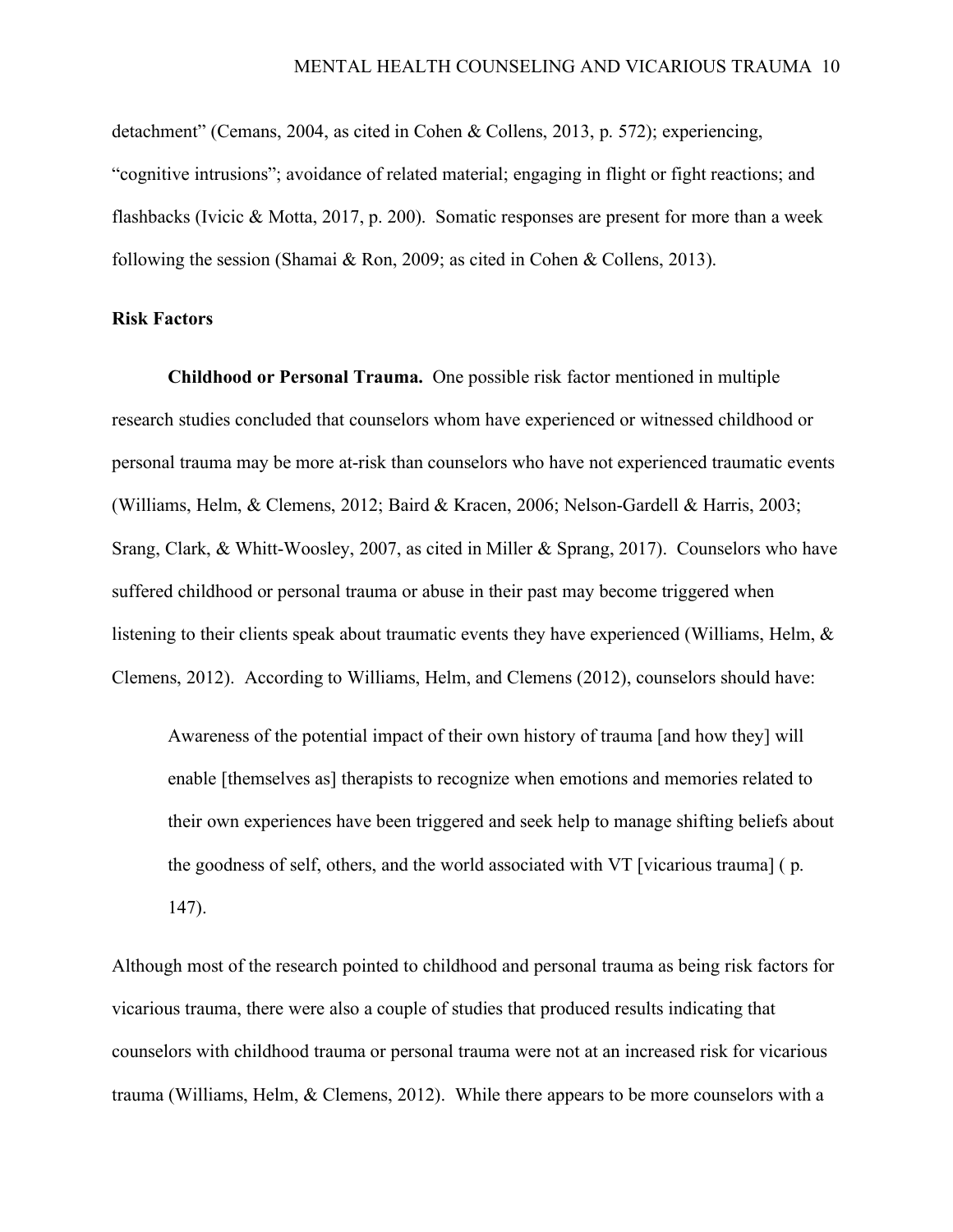detachment" (Cemans, 2004, as cited in Cohen & Collens, 2013, p. 572); experiencing, "cognitive intrusions"; avoidance of related material; engaging in flight or fight reactions; and flashbacks (Ivicic & Motta, 2017, p. 200). Somatic responses are present for more than a week following the session (Shamai & Ron, 2009; as cited in Cohen & Collens, 2013).

**Risk Factors**

**Childhood or Personal Trauma.** One possible risk factor mentioned in multiple research studies concluded that counselors whom have experienced or witnessed childhood or personal trauma may be more at-risk than counselors who have not experienced traumatic events (Williams, Helm, & Clemens, 2012; Baird & Kracen, 2006; Nelson-Gardell & Harris, 2003; Srang, Clark, & Whitt-Woosley, 2007, as cited in Miller & Sprang, 2017). Counselors who have suffered childhood or personal trauma or abuse in their past may become triggered when listening to their clients speak about traumatic events they have experienced (Williams, Helm, & Clemens, 2012). According to Williams, Helm, and Clemens (2012), counselors should have:

> Awareness of the potential impact of their own history of trauma [and how they] will enable [themselves as] therapists to recognize when emotions and memories related to their own experiences have been triggered and seek help to manage shifting beliefs about the goodness of self, others, and the world associated with VT [vicarious trauma] ( p. 147).

Although most of the research pointed to childhood and personal trauma as being risk factors for vicarious trauma, there were also a couple of studies that produced results indicating that counselors with childhood trauma or personal trauma were not at an increased risk for vicarious trauma (Williams, Helm, & Clemens, 2012). While there appears to be more counselors with a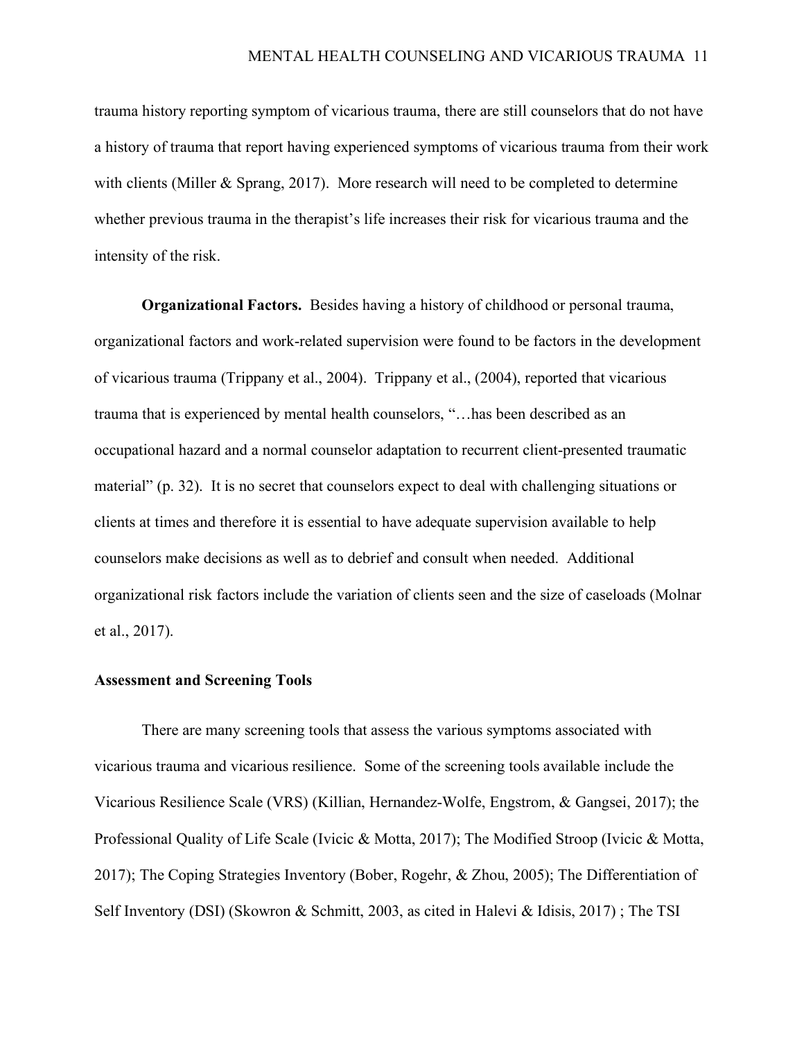trauma history reporting symptom of vicarious trauma, there are still counselors that do not have a history of trauma that report having experienced symptoms of vicarious trauma from their work with clients (Miller & Sprang, 2017). More research will need to be completed to determine whether previous trauma in the therapist's life increases their risk for vicarious trauma and the intensity of the risk.

**Organizational Factors.** Besides having a history of childhood or personal trauma, organizational factors and work-related supervision were found to be factors in the development of vicarious trauma (Trippany et al., 2004). Trippany et al., (2004), reported that vicarious trauma that is experienced by mental health counselors, "…has been described as an occupational hazard and a normal counselor adaptation to recurrent client-presented traumatic material" (p. 32). It is no secret that counselors expect to deal with challenging situations or clients at times and therefore it is essential to have adequate supervision available to help counselors make decisions as well as to debrief and consult when needed. Additional organizational risk factors include the variation of clients seen and the size of caseloads (Molnar et al., 2017).

### Assessment and Screening Tools

There are many screening tools that assess the various symptoms associated with vicarious trauma and vicarious resilience. Some of the screening tools available include the Vicarious Resilience Scale (VRS) (Killian, Hernandez-Wolfe, Engstrom, & Gangsei, 2017); the Professional Quality of Life Scale (Ivicic & Motta, 2017); The Modified Stroop (Ivicic & Motta, 2017); The Coping Strategies Inventory (Bober, Rogehr, & Zhou, 2005); The Differentiation of Self Inventory (DSI) (Skowron & Schmitt, 2003, as cited in Halevi & Idisis, 2017) ; The TSI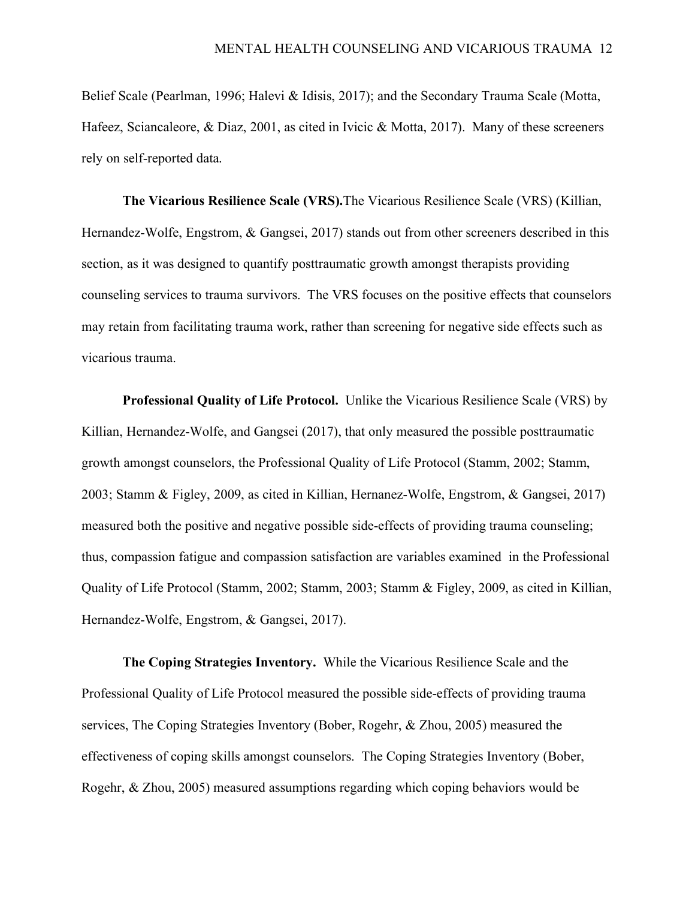Belief Scale (Pearlman, 1996; Halevi & Idisis, 2017); and the Secondary Trauma Scale (Motta, Hafeez, Sciancaleore, & Diaz, 2001, as cited in Ivicic & Motta, 2017). Many of these screeners rely on self-reported data.

**The Vicarious Resilience Scale (VRS).**The Vicarious Resilience Scale (VRS) (Killian, Hernandez-Wolfe, Engstrom, & Gangsei, 2017) stands out from other screeners described in this section, as it was designed to quantify posttraumatic growth amongst therapists providing counseling services to trauma survivors. The VRS focuses on the positive effects that counselors may retain from facilitating trauma work, rather than screening for negative side effects such as vicarious trauma.

**Professional Quality of Life Protocol.** Unlike the Vicarious Resilience Scale (VRS) by Killian, Hernandez-Wolfe, and Gangsei (2017), that only measured the possible posttraumatic growth amongst counselors, the Professional Quality of Life Protocol (Stamm, 2002; Stamm, 2003; Stamm & Figley, 2009, as cited in Killian, Hernanez-Wolfe, Engstrom, & Gangsei, 2017) measured both the positive and negative possible side-effects of providing trauma counseling; thus, compassion fatigue and compassion satisfaction are variables examined in the Professional Quality of Life Protocol (Stamm, 2002; Stamm, 2003; Stamm & Figley, 2009, as cited in Killian, Hernandez-Wolfe, Engstrom, & Gangsei, 2017).

**The Coping Strategies Inventory.** While the Vicarious Resilience Scale and the Professional Quality of Life Protocol measured the possible side-effects of providing trauma services, The Coping Strategies Inventory (Bober, Rogehr, & Zhou, 2005) measured the effectiveness of coping skills amongst counselors. The Coping Strategies Inventory (Bober, Rogehr, & Zhou, 2005) measured assumptions regarding which coping behaviors would be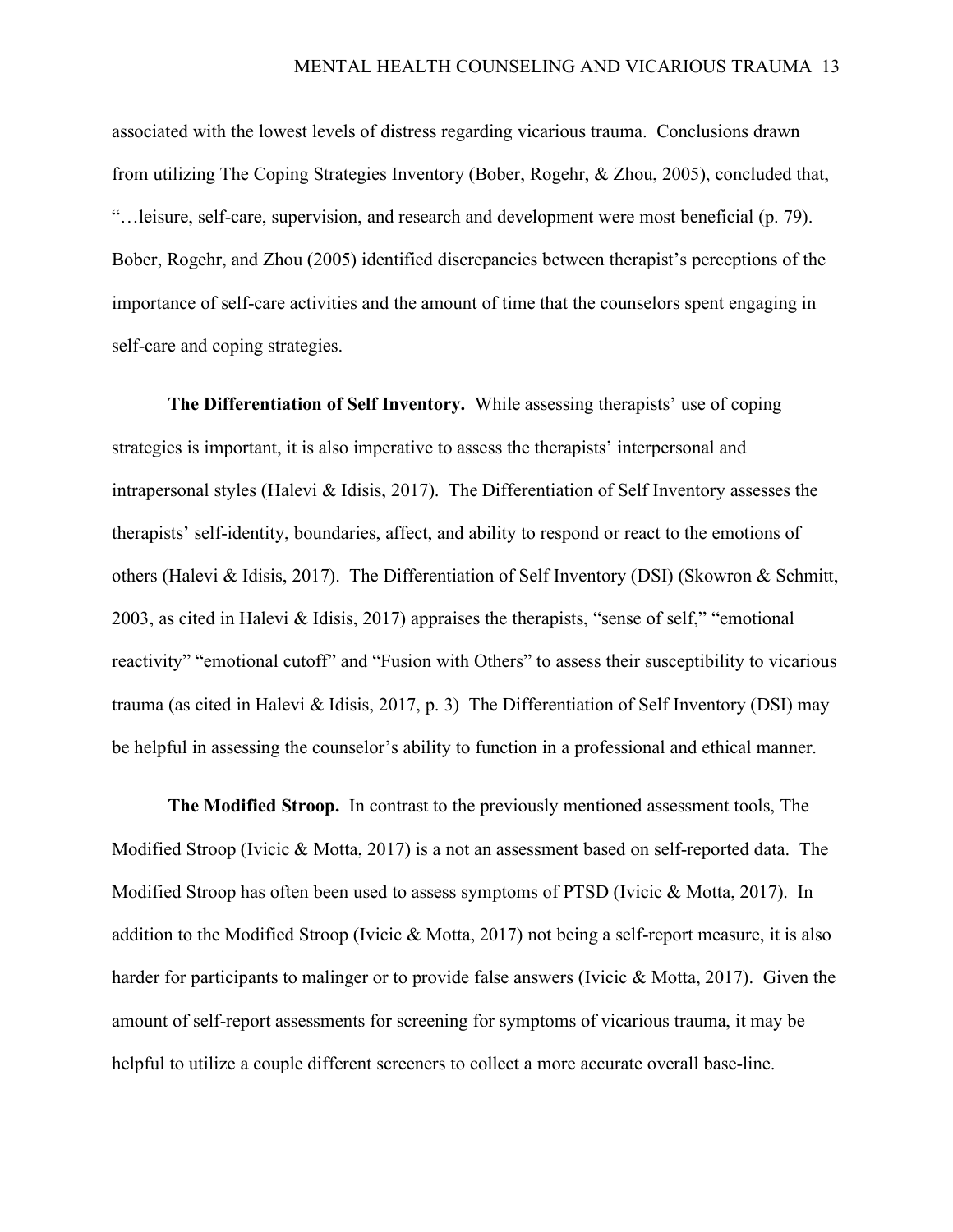associated with the lowest levels of distress regarding vicarious trauma. Conclusions drawn from utilizing The Coping Strategies Inventory (Bober, Rogehr, & Zhou, 2005), concluded that, "…leisure, self-care, supervision, and research and development were most beneficial (p. 79). Bober, Rogehr, and Zhou (2005) identified discrepancies between therapist's perceptions of the importance of self-care activities and the amount of time that the counselors spent engaging in self-care and coping strategies.

**The Differentiation of Self Inventory.** While assessing therapists' use of coping strategies is important, it is also imperative to assess the therapists' interpersonal and intrapersonal styles (Halevi & Idisis, 2017). The Differentiation of Self Inventory assesses the therapists' self-identity, boundaries, affect, and ability to respond or react to the emotions of others (Halevi & Idisis, 2017). The Differentiation of Self Inventory (DSI) (Skowron & Schmitt, 2003, as cited in Halevi & Idisis, 2017) appraises the therapists, "sense of self," "emotional reactivity" "emotional cutoff" and "Fusion with Others" to assess their susceptibility to vicarious trauma (as cited in Halevi & Idisis, 2017, p. 3) The Differentiation of Self Inventory (DSI) may be helpful in assessing the counselor's ability to function in a professional and ethical manner.

**The Modified Stroop.** In contrast to the previously mentioned assessment tools, The Modified Stroop (Ivicic & Motta, 2017) is a not an assessment based on self-reported data. The Modified Stroop has often been used to assess symptoms of PTSD (Ivicic & Motta, 2017). In addition to the Modified Stroop (Ivicic & Motta, 2017) not being a self-report measure, it is also harder for participants to malinger or to provide false answers (Ivicic & Motta, 2017). Given the amount of self-report assessments for screening for symptoms of vicarious trauma, it may be helpful to utilize a couple different screeners to collect a more accurate overall base-line.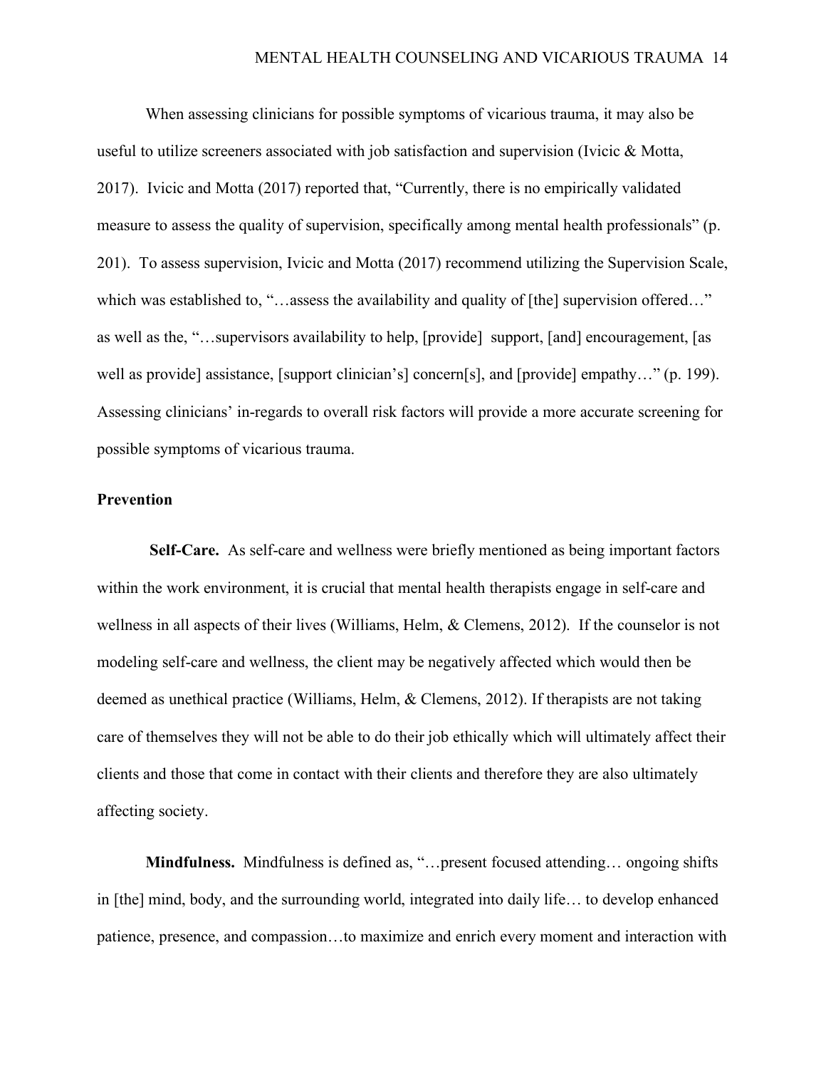When assessing clinicians for possible symptoms of vicarious trauma, it may also be useful to utilize screeners associated with job satisfaction and supervision (Ivicic & Motta, 2017). Ivicic and Motta (2017) reported that, "Currently, there is no empirically validated measure to assess the quality of supervision, specifically among mental health professionals" (p. 201). To assess supervision, Ivicic and Motta (2017) recommend utilizing the Supervision Scale, which was established to, "…assess the availability and quality of [the] supervision offered…" as well as the, "…supervisors availability to help, [provide] support, [and] encouragement, [as well as provide] assistance, [support clinician's] concern[s], and [provide] empathy…" (p. 199). Assessing clinicians' in-regards to overall risk factors will provide a more accurate screening for possible symptoms of vicarious trauma.

**Prevention**

**Self-Care.** As self-care and wellness were briefly mentioned as being important factors within the work environment, it is crucial that mental health therapists engage in self-care and wellness in all aspects of their lives (Williams, Helm, & Clemens, 2012). If the counselor is not modeling self-care and wellness, the client may be negatively affected which would then be deemed as unethical practice (Williams, Helm, & Clemens, 2012). If therapists are not taking care of themselves they will not be able to do their job ethically which will ultimately affect their clients and those that come in contact with their clients and therefore they are also ultimately affecting society.

**Mindfulness.** Mindfulness is defined as, "…present focused attending… ongoing shifts in [the] mind, body, and the surrounding world, integrated into daily life… to develop enhanced patience, presence, and compassion…to maximize and enrich every moment and interaction with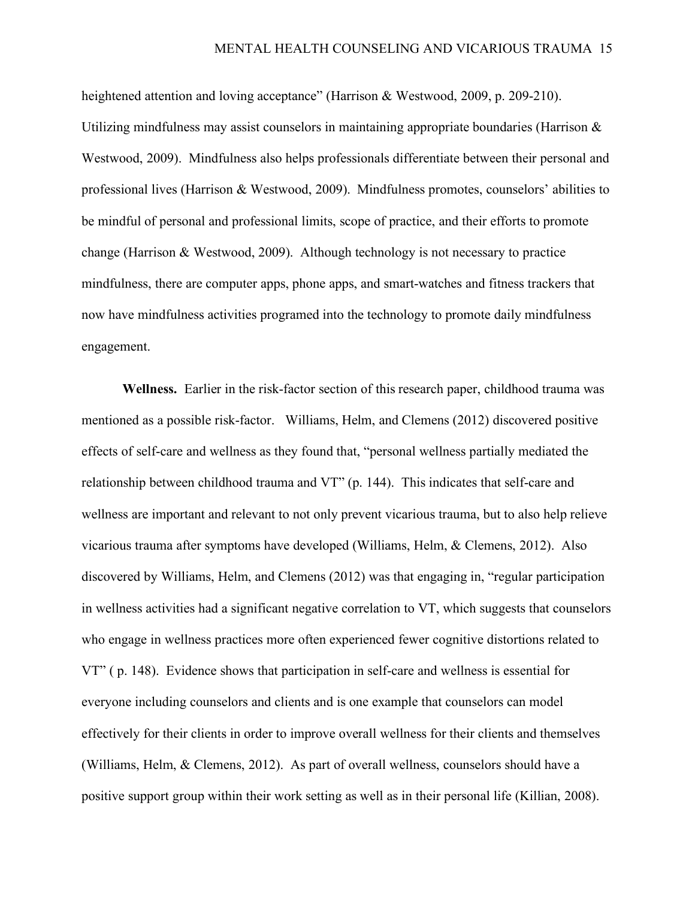heightened attention and loving acceptance" (Harrison & Westwood, 2009, p. 209-210). Utilizing mindfulness may assist counselors in maintaining appropriate boundaries (Harrison & Westwood, 2009). Mindfulness also helps professionals differentiate between their personal and professional lives (Harrison & Westwood, 2009). Mindfulness promotes, counselors' abilities to be mindful of personal and professional limits, scope of practice, and their efforts to promote change (Harrison & Westwood, 2009). Although technology is not necessary to practice mindfulness, there are computer apps, phone apps, and smart-watches and fitness trackers that now have mindfulness activities programed into the technology to promote daily mindfulness engagement.

**Wellness.** Earlier in the risk-factor section of this research paper, childhood trauma was mentioned as a possible risk-factor. Williams, Helm, and Clemens (2012) discovered positive effects of self-care and wellness as they found that, "personal wellness partially mediated the relationship between childhood trauma and VT" (p. 144). This indicates that self-care and wellness are important and relevant to not only prevent vicarious trauma, but to also help relieve vicarious trauma after symptoms have developed (Williams, Helm, & Clemens, 2012). Also discovered by Williams, Helm, and Clemens (2012) was that engaging in, "regular participation in wellness activities had a significant negative correlation to VT, which suggests that counselors who engage in wellness practices more often experienced fewer cognitive distortions related to VT" ( p. 148). Evidence shows that participation in self-care and wellness is essential for everyone including counselors and clients and is one example that counselors can model effectively for their clients in order to improve overall wellness for their clients and themselves (Williams, Helm, & Clemens, 2012). As part of overall wellness, counselors should have a positive support group within their work setting as well as in their personal life (Killian, 2008).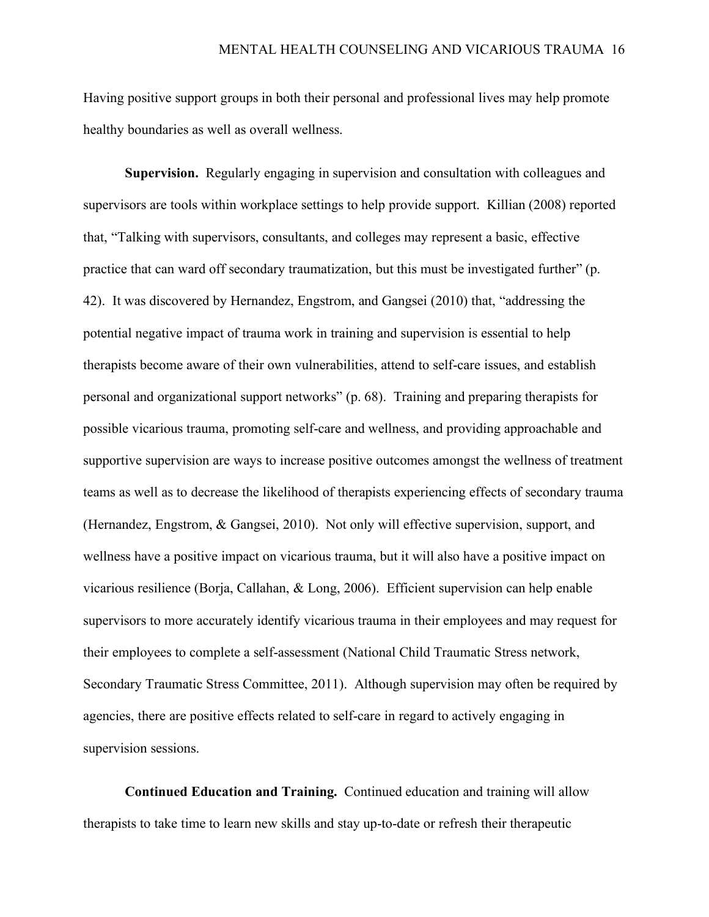Having positive support groups in both their personal and professional lives may help promote healthy boundaries as well as overall wellness.

**Supervision.** Regularly engaging in supervision and consultation with colleagues and supervisors are tools within workplace settings to help provide support. Killian (2008) reported that, "Talking with supervisors, consultants, and colleges may represent a basic, effective practice that can ward off secondary traumatization, but this must be investigated further" (p. 42). It was discovered by Hernandez, Engstrom, and Gangsei (2010) that, "addressing the potential negative impact of trauma work in training and supervision is essential to help therapists become aware of their own vulnerabilities, attend to self-care issues, and establish personal and organizational support networks" (p. 68). Training and preparing therapists for possible vicarious trauma, promoting self-care and wellness, and providing approachable and supportive supervision are ways to increase positive outcomes amongst the wellness of treatment teams as well as to decrease the likelihood of therapists experiencing effects of secondary trauma (Hernandez, Engstrom, & Gangsei, 2010). Not only will effective supervision, support, and wellness have a positive impact on vicarious trauma, but it will also have a positive impact on vicarious resilience (Borja, Callahan, & Long, 2006). Efficient supervision can help enable supervisors to more accurately identify vicarious trauma in their employees and may request for their employees to complete a self-assessment (National Child Traumatic Stress network, Secondary Traumatic Stress Committee, 2011). Although supervision may often be required by agencies, there are positive effects related to self-care in regard to actively engaging in supervision sessions.

**Continued Education and Training.** Continued education and training will allow therapists to take time to learn new skills and stay up-to-date or refresh their therapeutic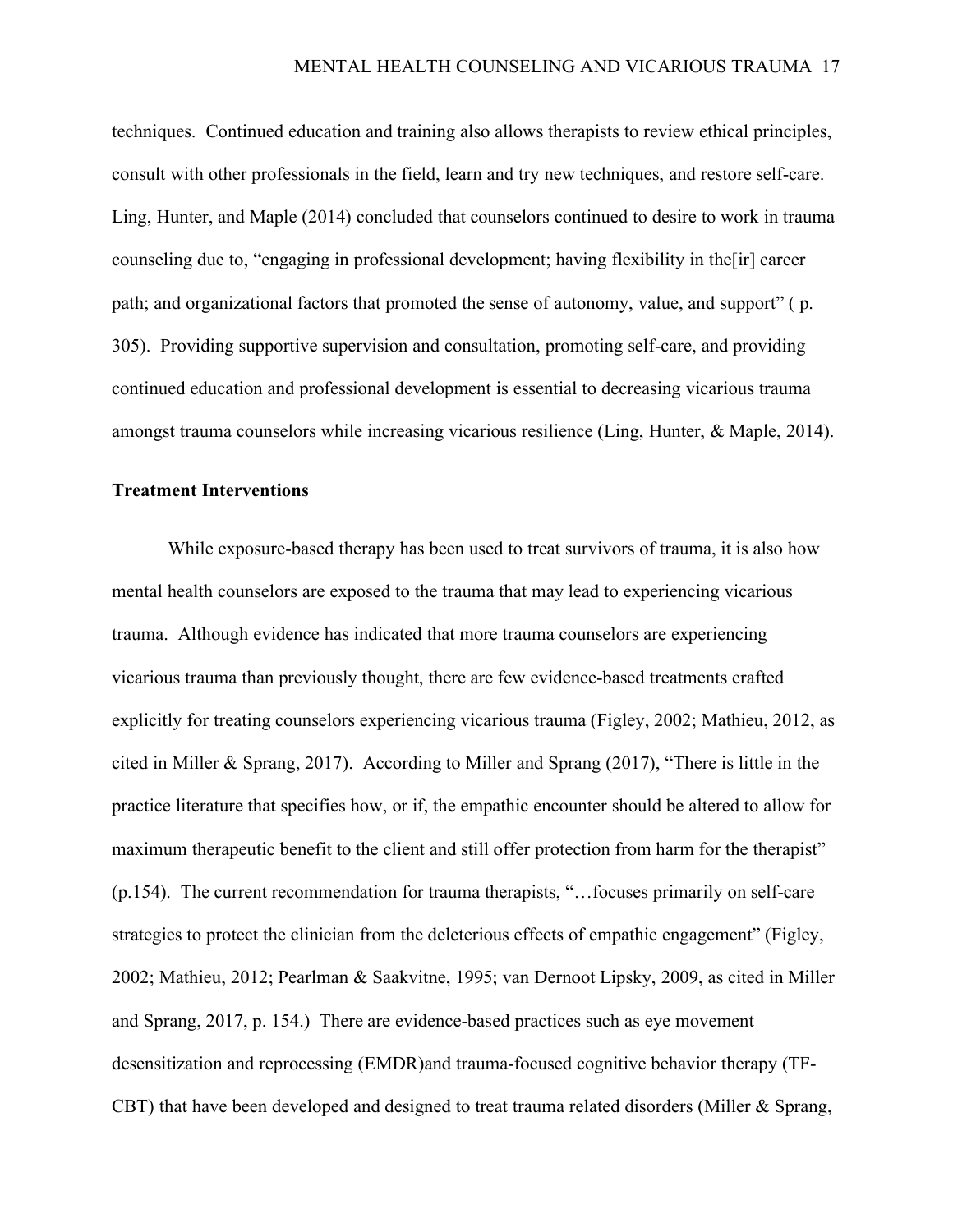techniques. Continued education and training also allows therapists to review ethical principles, consult with other professionals in the field, learn and try new techniques, and restore self-care. Ling, Hunter, and Maple (2014) concluded that counselors continued to desire to work in trauma counseling due to, "engaging in professional development; having flexibility in the[ir] career path; and organizational factors that promoted the sense of autonomy, value, and support" ( p. 305). Providing supportive supervision and consultation, promoting self-care, and providing continued education and professional development is essential to decreasing vicarious trauma amongst trauma counselors while increasing vicarious resilience (Ling, Hunter, & Maple, 2014).

## Treatment Interventions

While exposure-based therapy has been used to treat survivors of trauma, it is also how mental health counselors are exposed to the trauma that may lead to experiencing vicarious trauma. Although evidence has indicated that more trauma counselors are experiencing vicarious trauma than previously thought, there are few evidence-based treatments crafted explicitly for treating counselors experiencing vicarious trauma (Figley, 2002; Mathieu, 2012, as cited in Miller & Sprang, 2017). According to Miller and Sprang (2017), "There is little in the practice literature that specifies how, or if, the empathic encounter should be altered to allow for maximum therapeutic benefit to the client and still offer protection from harm for the therapist" (p.154). The current recommendation for trauma therapists, "…focuses primarily on self-care strategies to protect the clinician from the deleterious effects of empathic engagement" (Figley, 2002; Mathieu, 2012; Pearlman & Saakvitne, 1995; van Dernoot Lipsky, 2009, as cited in Miller and Sprang, 2017, p. 154.) There are evidence-based practices such as eye movement desensitization and reprocessing (EMDR)and trauma-focused cognitive behavior therapy (TF-CBT) that have been developed and designed to treat trauma related disorders (Miller & Sprang,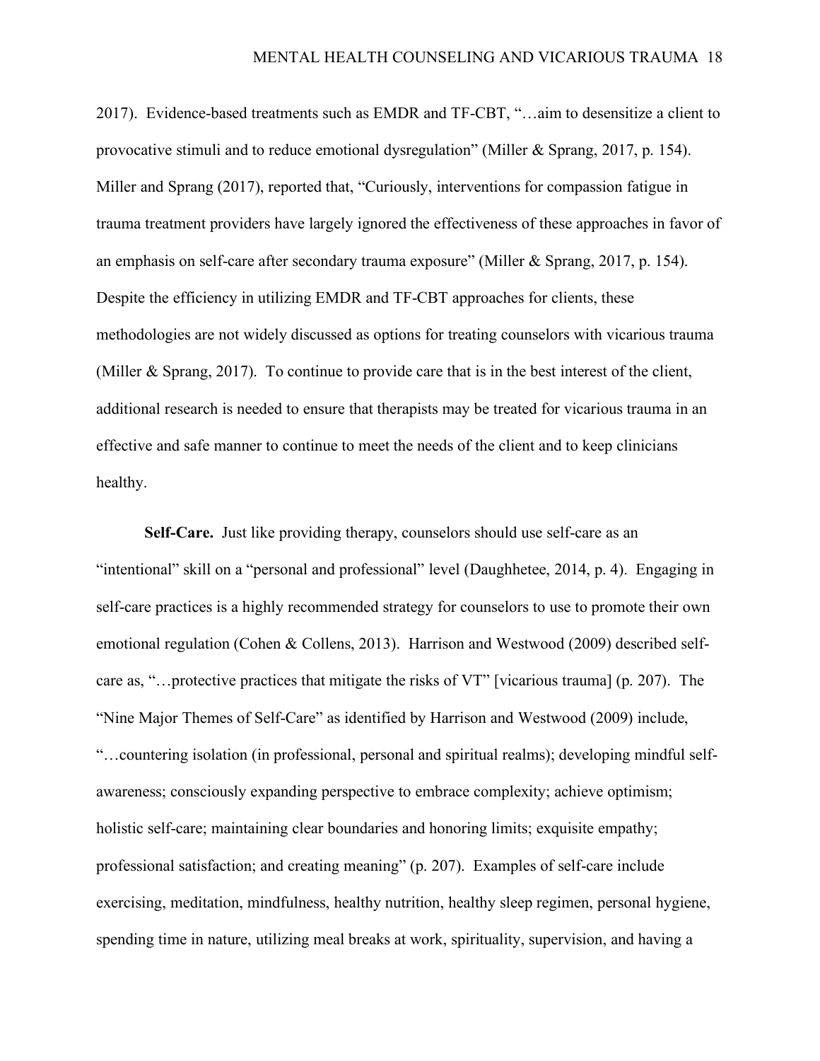2017). Evidence-based treatments such as EMDR and TF-CBT, "…aim to desensitize a client to provocative stimuli and to reduce emotional dysregulation" (Miller & Sprang, 2017, p. 154). Miller and Sprang (2017), reported that, "Curiously, interventions for compassion fatigue in trauma treatment providers have largely ignored the effectiveness of these approaches in favor of an emphasis on self-care after secondary trauma exposure" (Miller & Sprang, 2017, p. 154). Despite the efficiency in utilizing EMDR and TF-CBT approaches for clients, these methodologies are not widely discussed as options for treating counselors with vicarious trauma (Miller & Sprang, 2017). To continue to provide care that is in the best interest of the client, additional research is needed to ensure that therapists may be treated for vicarious trauma in an effective and safe manner to continue to meet the needs of the client and to keep clinicians healthy.

**Self-Care.** Just like providing therapy, counselors should use self-care as an "intentional" skill on a "personal and professional" level (Daughhetee, 2014, p. 4). Engaging in self-care practices is a highly recommended strategy for counselors to use to promote their own emotional regulation (Cohen & Collens, 2013). Harrison and Westwood (2009) described self-care as, "…protective practices that mitigate the risks of VT" [vicarious trauma] (p. 207). The "Nine Major Themes of Self-Care" as identified by Harrison and Westwood (2009) include, "…countering isolation (in professional, personal and spiritual realms); developing mindful self-awareness; consciously expanding perspective to embrace complexity; achieve optimism; holistic self-care; maintaining clear boundaries and honoring limits; exquisite empathy; professional satisfaction; and creating meaning" (p. 207). Examples of self-care include exercising, meditation, mindfulness, healthy nutrition, healthy sleep regimen, personal hygiene, spending time in nature, utilizing meal breaks at work, spirituality, supervision, and having a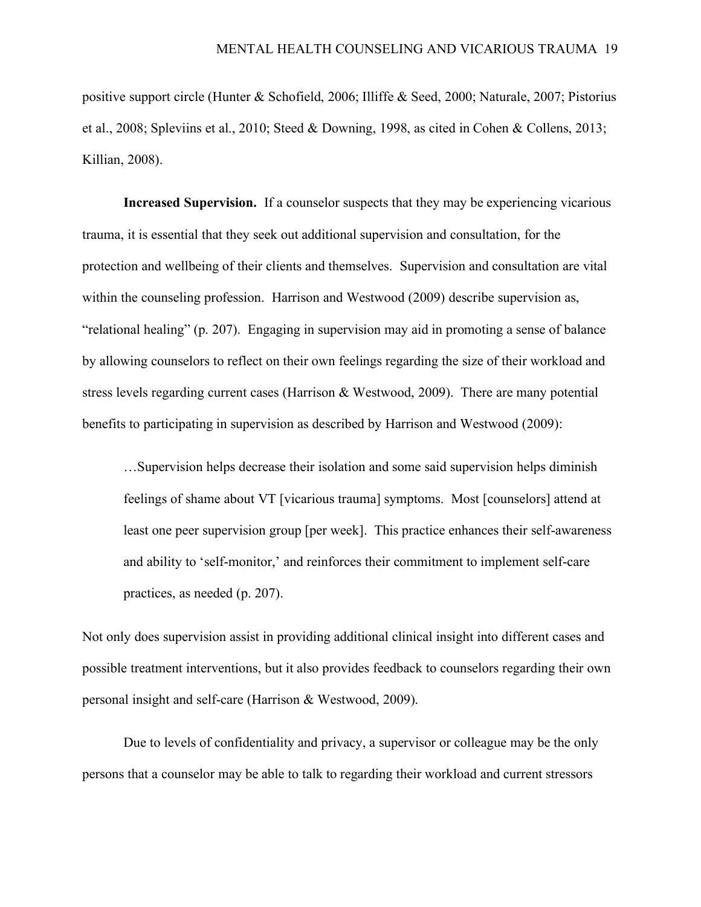positive support circle (Hunter & Schofield, 2006; Illiffe & Seed, 2000; Naturale, 2007; Pistorius et al., 2008; Spleviins et al., 2010; Steed & Downing, 1998, as cited in Cohen & Collens, 2013; Killian, 2008).

**Increased Supervision.** If a counselor suspects that they may be experiencing vicarious trauma, it is essential that they seek out additional supervision and consultation, for the protection and wellbeing of their clients and themselves. Supervision and consultation are vital within the counseling profession. Harrison and Westwood (2009) describe supervision as, "relational healing" (p. 207). Engaging in supervision may aid in promoting a sense of balance by allowing counselors to reflect on their own feelings regarding the size of their workload and stress levels regarding current cases (Harrison & Westwood, 2009). There are many potential benefits to participating in supervision as described by Harrison and Westwood (2009):

> …Supervision helps decrease their isolation and some said supervision helps diminish feelings of shame about VT [vicarious trauma] symptoms. Most [counselors] attend at least one peer supervision group [per week]. This practice enhances their self-awareness and ability to 'self-monitor,' and reinforces their commitment to implement self-care practices, as needed (p. 207).

Not only does supervision assist in providing additional clinical insight into different cases and possible treatment interventions, but it also provides feedback to counselors regarding their own personal insight and self-care (Harrison & Westwood, 2009).

Due to levels of confidentiality and privacy, a supervisor or colleague may be the only persons that a counselor may be able to talk to regarding their workload and current stressors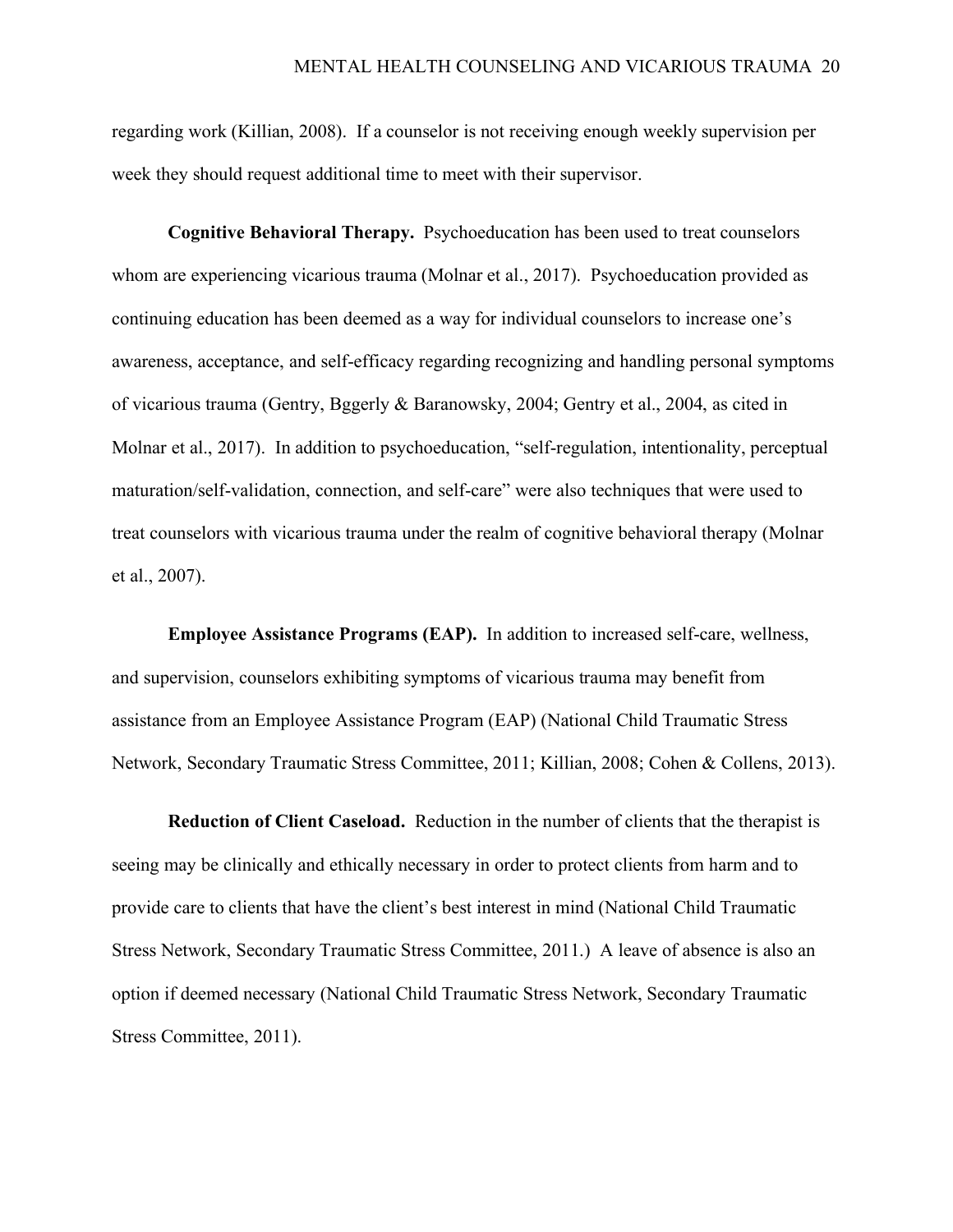regarding work (Killian, 2008). If a counselor is not receiving enough weekly supervision per week they should request additional time to meet with their supervisor.

**Cognitive Behavioral Therapy.** Psychoeducation has been used to treat counselors whom are experiencing vicarious trauma (Molnar et al., 2017). Psychoeducation provided as continuing education has been deemed as a way for individual counselors to increase one's awareness, acceptance, and self-efficacy regarding recognizing and handling personal symptoms of vicarious trauma (Gentry, Bggerly & Baranowsky, 2004; Gentry et al., 2004, as cited in Molnar et al., 2017). In addition to psychoeducation, "self-regulation, intentionality, perceptual maturation/self-validation, connection, and self-care" were also techniques that were used to treat counselors with vicarious trauma under the realm of cognitive behavioral therapy (Molnar et al., 2007).

**Employee Assistance Programs (EAP).** In addition to increased self-care, wellness, and supervision, counselors exhibiting symptoms of vicarious trauma may benefit from assistance from an Employee Assistance Program (EAP) (National Child Traumatic Stress Network, Secondary Traumatic Stress Committee, 2011; Killian, 2008; Cohen & Collens, 2013).

**Reduction of Client Caseload.** Reduction in the number of clients that the therapist is seeing may be clinically and ethically necessary in order to protect clients from harm and to provide care to clients that have the client's best interest in mind (National Child Traumatic Stress Network, Secondary Traumatic Stress Committee, 2011.) A leave of absence is also an option if deemed necessary (National Child Traumatic Stress Network, Secondary Traumatic Stress Committee, 2011).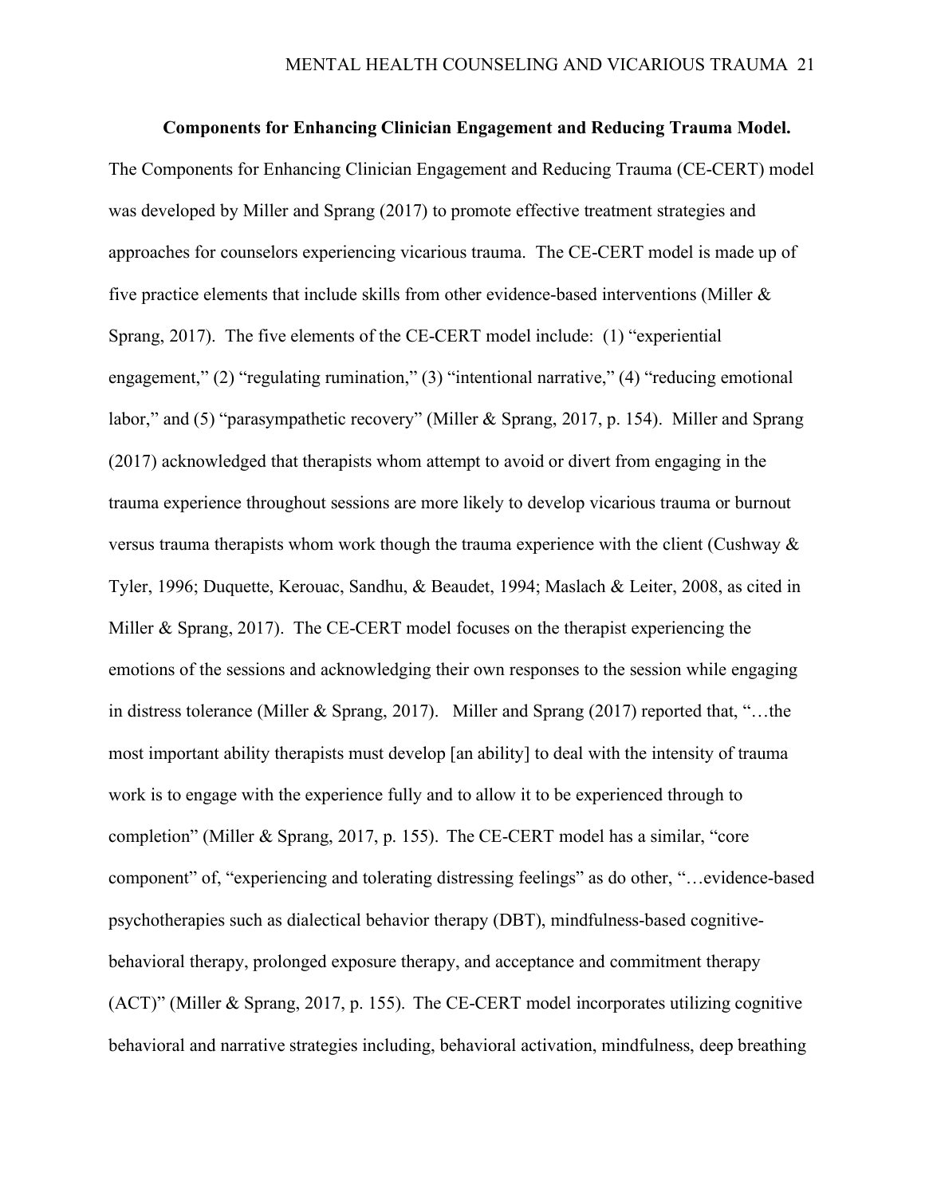**Components for Enhancing Clinician Engagement and Reducing Trauma Model.**

The Components for Enhancing Clinician Engagement and Reducing Trauma (CE-CERT) model was developed by Miller and Sprang (2017) to promote effective treatment strategies and approaches for counselors experiencing vicarious trauma. The CE-CERT model is made up of five practice elements that include skills from other evidence-based interventions (Miller & Sprang, 2017). The five elements of the CE-CERT model include: (1) "experiential engagement," (2) "regulating rumination," (3) "intentional narrative," (4) "reducing emotional labor," and (5) "parasympathetic recovery" (Miller & Sprang, 2017, p. 154). Miller and Sprang (2017) acknowledged that therapists whom attempt to avoid or divert from engaging in the trauma experience throughout sessions are more likely to develop vicarious trauma or burnout versus trauma therapists whom work though the trauma experience with the client (Cushway & Tyler, 1996; Duquette, Kerouac, Sandhu, & Beaudet, 1994; Maslach & Leiter, 2008, as cited in Miller & Sprang, 2017). The CE-CERT model focuses on the therapist experiencing the emotions of the sessions and acknowledging their own responses to the session while engaging in distress tolerance (Miller & Sprang, 2017). Miller and Sprang (2017) reported that, "…the most important ability therapists must develop [an ability] to deal with the intensity of trauma work is to engage with the experience fully and to allow it to be experienced through to completion" (Miller & Sprang, 2017, p. 155). The CE-CERT model has a similar, "core component" of, "experiencing and tolerating distressing feelings" as do other, "…evidence-based psychotherapies such as dialectical behavior therapy (DBT), mindfulness-based cognitive-behavioral therapy, prolonged exposure therapy, and acceptance and commitment therapy (ACT)" (Miller & Sprang, 2017, p. 155). The CE-CERT model incorporates utilizing cognitive behavioral and narrative strategies including, behavioral activation, mindfulness, deep breathing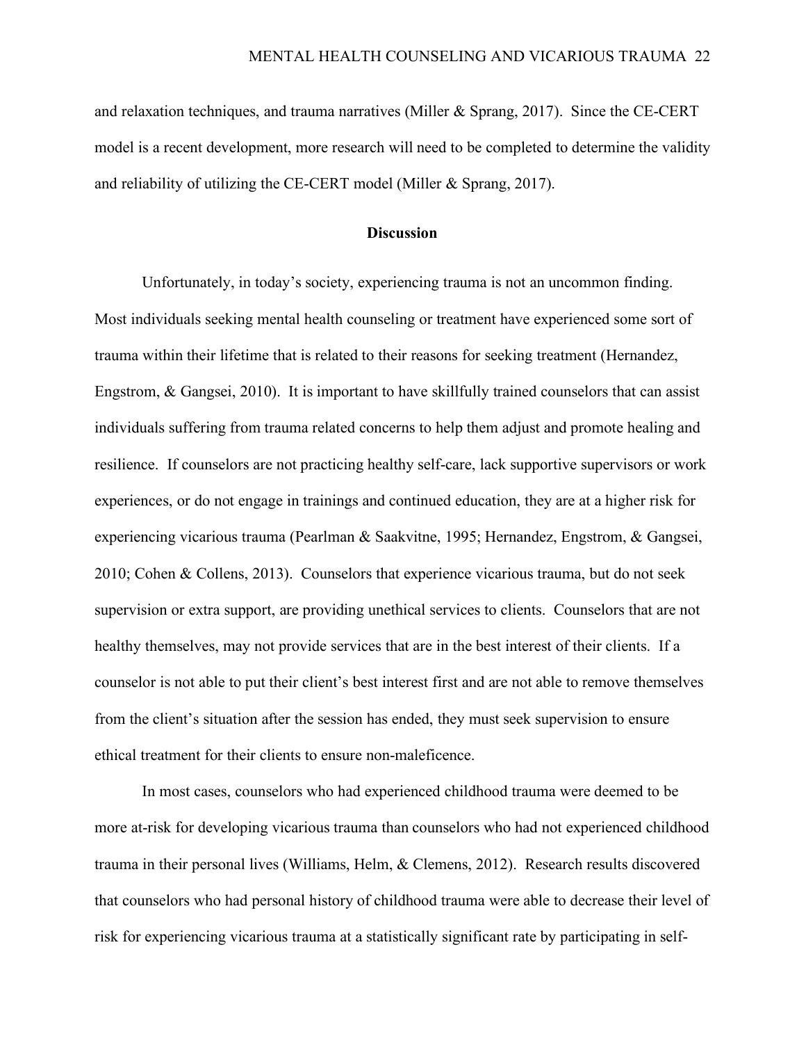and relaxation techniques, and trauma narratives (Miller & Sprang, 2017). Since the CE-CERT model is a recent development, more research will need to be completed to determine the validity and reliability of utilizing the CE-CERT model (Miller & Sprang, 2017).

## Discussion

Unfortunately, in today's society, experiencing trauma is not an uncommon finding. Most individuals seeking mental health counseling or treatment have experienced some sort of trauma within their lifetime that is related to their reasons for seeking treatment (Hernandez, Engstrom, & Gangsei, 2010). It is important to have skillfully trained counselors that can assist individuals suffering from trauma related concerns to help them adjust and promote healing and resilience. If counselors are not practicing healthy self-care, lack supportive supervisors or work experiences, or do not engage in trainings and continued education, they are at a higher risk for experiencing vicarious trauma (Pearlman & Saakvitne, 1995; Hernandez, Engstrom, & Gangsei, 2010; Cohen & Collens, 2013). Counselors that experience vicarious trauma, but do not seek supervision or extra support, are providing unethical services to clients. Counselors that are not healthy themselves, may not provide services that are in the best interest of their clients. If a counselor is not able to put their client's best interest first and are not able to remove themselves from the client's situation after the session has ended, they must seek supervision to ensure ethical treatment for their clients to ensure non-maleficence.

In most cases, counselors who had experienced childhood trauma were deemed to be more at-risk for developing vicarious trauma than counselors who had not experienced childhood trauma in their personal lives (Williams, Helm, & Clemens, 2012). Research results discovered that counselors who had personal history of childhood trauma were able to decrease their level of risk for experiencing vicarious trauma at a statistically significant rate by participating in self-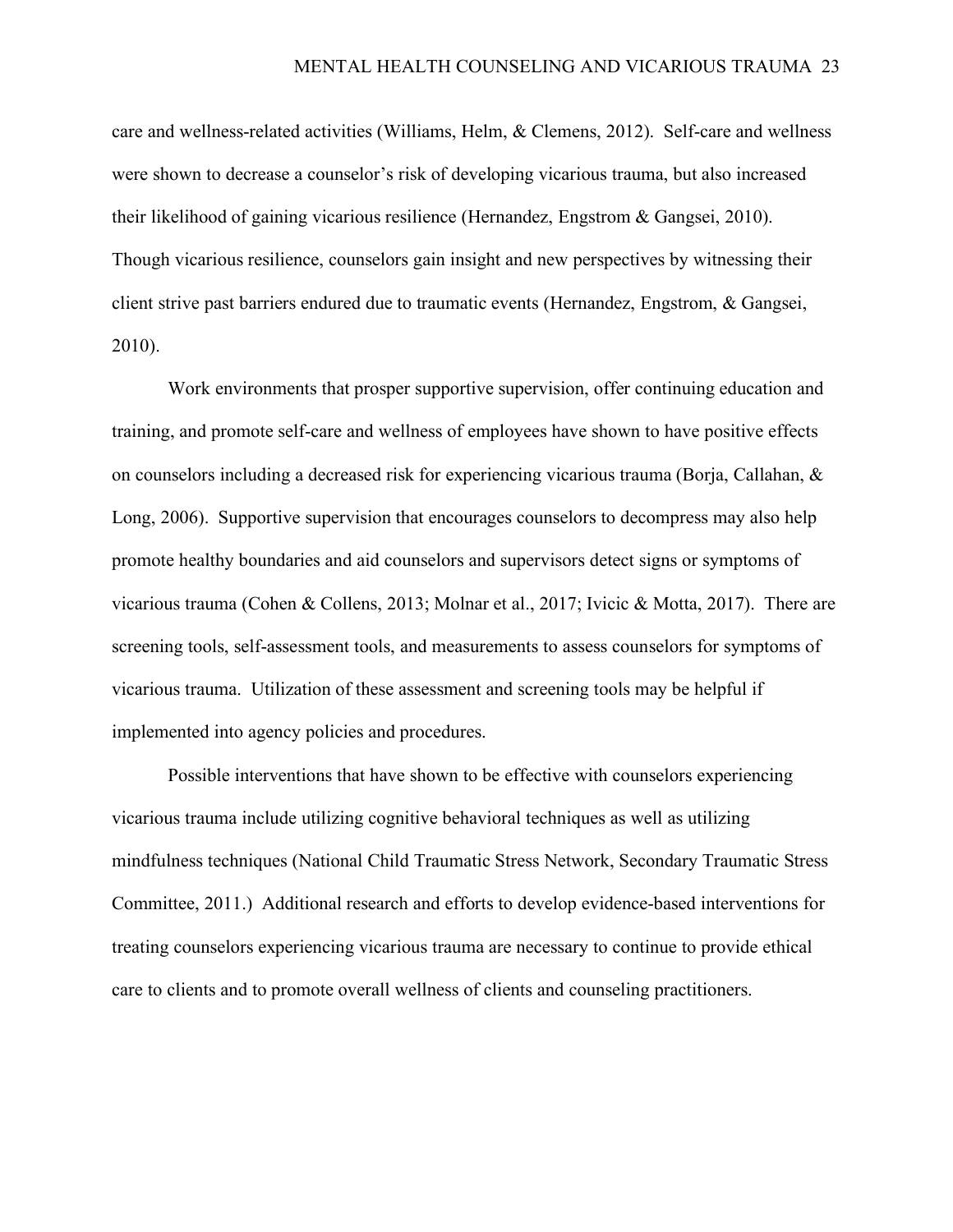care and wellness-related activities (Williams, Helm, & Clemens, 2012). Self-care and wellness were shown to decrease a counselor's risk of developing vicarious trauma, but also increased their likelihood of gaining vicarious resilience (Hernandez, Engstrom & Gangsei, 2010). Though vicarious resilience, counselors gain insight and new perspectives by witnessing their client strive past barriers endured due to traumatic events (Hernandez, Engstrom, & Gangsei, 2010).

Work environments that prosper supportive supervision, offer continuing education and training, and promote self-care and wellness of employees have shown to have positive effects on counselors including a decreased risk for experiencing vicarious trauma (Borja, Callahan, & Long, 2006). Supportive supervision that encourages counselors to decompress may also help promote healthy boundaries and aid counselors and supervisors detect signs or symptoms of vicarious trauma (Cohen & Collens, 2013; Molnar et al., 2017; Ivicic & Motta, 2017). There are screening tools, self-assessment tools, and measurements to assess counselors for symptoms of vicarious trauma. Utilization of these assessment and screening tools may be helpful if implemented into agency policies and procedures.

Possible interventions that have shown to be effective with counselors experiencing vicarious trauma include utilizing cognitive behavioral techniques as well as utilizing mindfulness techniques (National Child Traumatic Stress Network, Secondary Traumatic Stress Committee, 2011.) Additional research and efforts to develop evidence-based interventions for treating counselors experiencing vicarious trauma are necessary to continue to provide ethical care to clients and to promote overall wellness of clients and counseling practitioners.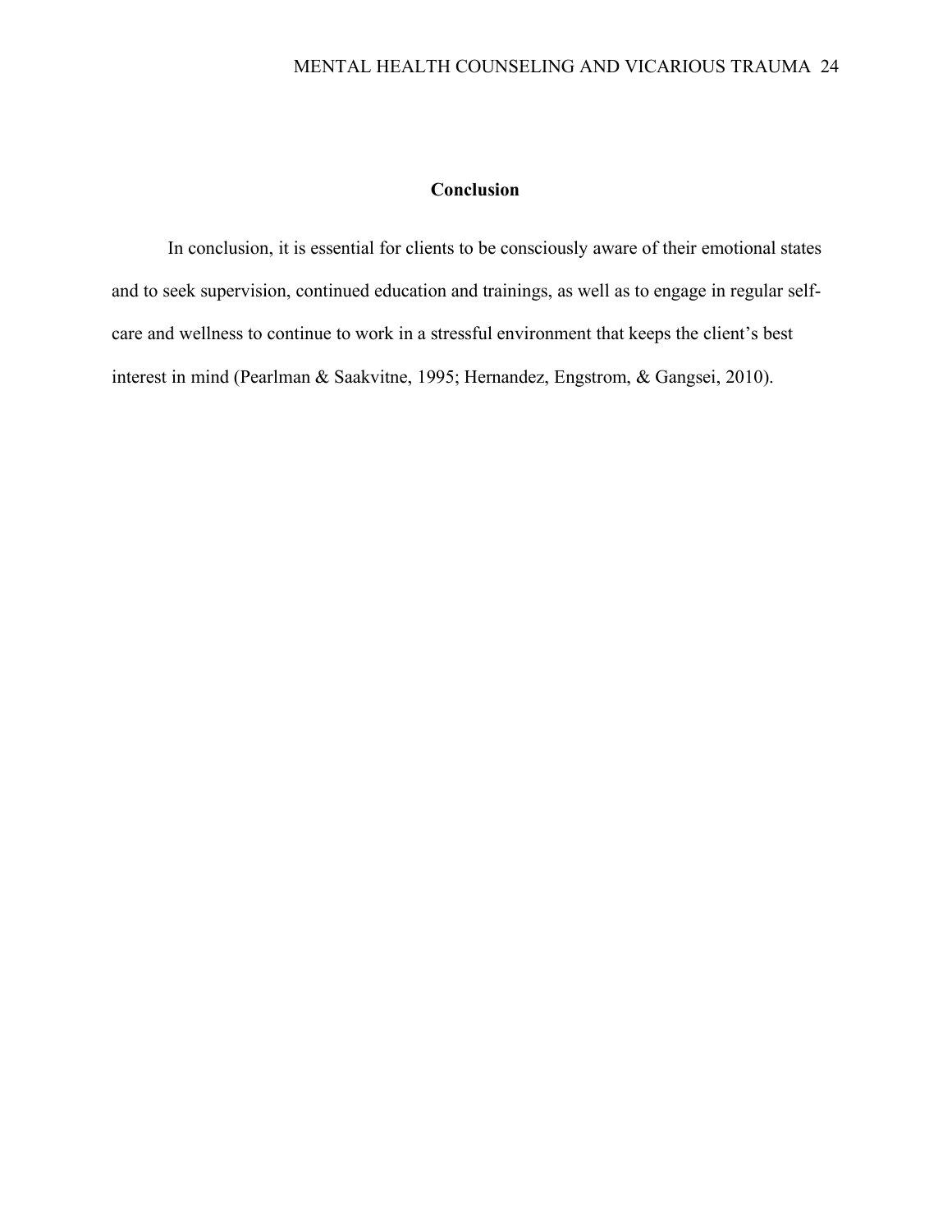## Conclusion

In conclusion, it is essential for clients to be consciously aware of their emotional states and to seek supervision, continued education and trainings, as well as to engage in regular self-care and wellness to continue to work in a stressful environment that keeps the client's best interest in mind (Pearlman & Saakvitne, 1995; Hernandez, Engstrom, & Gangsei, 2010).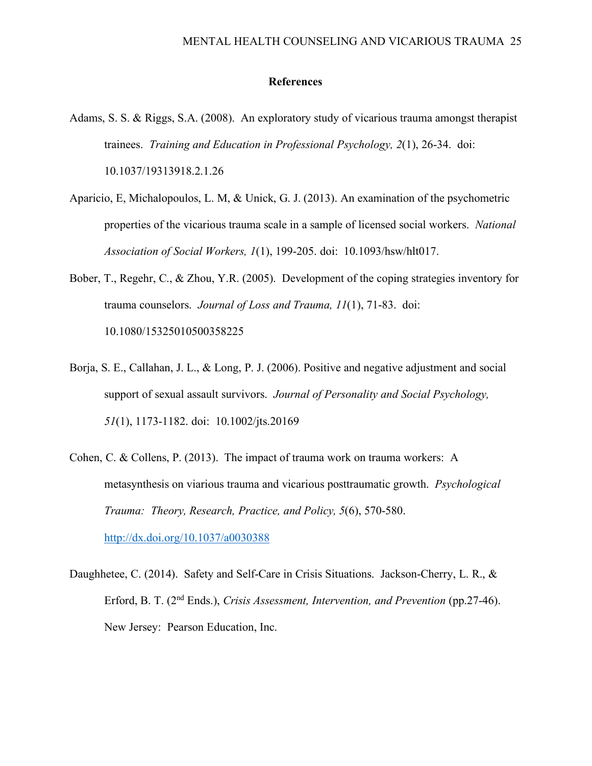# References

Adams, S. S. & Riggs, S.A. (2008). An exploratory study of vicarious trauma amongst therapist trainees. *Training and Education in Professional Psychology, 2*(1), 26-34. doi: 10.1037/19313918.2.1.26

Aparicio, E, Michalopoulos, L. M, & Unick, G. J. (2013). An examination of the psychometric properties of the vicarious trauma scale in a sample of licensed social workers. *National Association of Social Workers, 1*(1), 199-205. doi: 10.1093/hsw/hlt017.

Bober, T., Regehr, C., & Zhou, Y.R. (2005). Development of the coping strategies inventory for trauma counselors. *Journal of Loss and Trauma, 11*(1), 71-83. doi: 10.1080/15325010500358225

Borja, S. E., Callahan, J. L., & Long, P. J. (2006). Positive and negative adjustment and social support of sexual assault survivors. *Journal of Personality and Social Psychology, 51*(1), 1173-1182. doi: 10.1002/jts.20169

Cohen, C. & Collens, P. (2013). The impact of trauma work on trauma workers: A metasynthesis on viarious trauma and vicarious posttraumatic growth. *Psychological Trauma: Theory, Research, Practice, and Policy, 5*(6), 570-580. http://dx.doi.org/10.1037/a0030388

Daughhetee, C. (2014). Safety and Self-Care in Crisis Situations. Jackson-Cherry, L. R., & Erford, B. T. (2nd Ends.), *Crisis Assessment, Intervention, and Prevention* (pp.27-46). New Jersey: Pearson Education, Inc.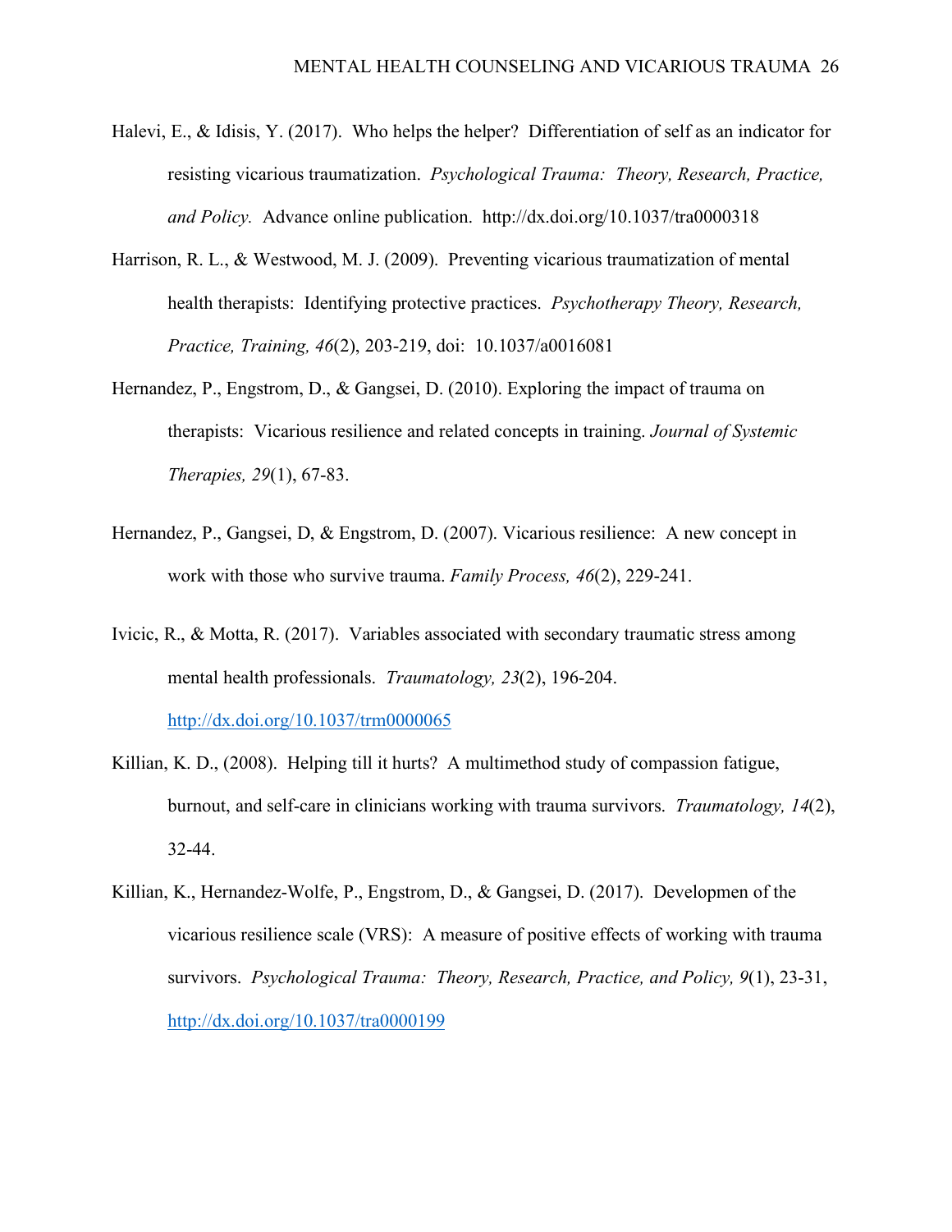Halevi, E., & Idisis, Y. (2017). Who helps the helper? Differentiation of self as an indicator for resisting vicarious traumatization. *Psychological Trauma: Theory, Research, Practice, and Policy.* Advance online publication. http://dx.doi.org/10.1037/tra0000318

Harrison, R. L., & Westwood, M. J. (2009). Preventing vicarious traumatization of mental health therapists: Identifying protective practices. *Psychotherapy Theory, Research, Practice, Training, 46*(2), 203-219, doi: 10.1037/a0016081

Hernandez, P., Engstrom, D., & Gangsei, D. (2010). Exploring the impact of trauma on therapists: Vicarious resilience and related concepts in training. *Journal of Systemic Therapies, 29*(1), 67-83.

Hernandez, P., Gangsei, D, & Engstrom, D. (2007). Vicarious resilience: A new concept in work with those who survive trauma. *Family Process, 46*(2), 229-241.

Ivicic, R., & Motta, R. (2017). Variables associated with secondary traumatic stress among mental health professionals. *Traumatology, 23*(2), 196-204. http://dx.doi.org/10.1037/trm0000065

Killian, K. D., (2008). Helping till it hurts? A multimethod study of compassion fatigue, burnout, and self-care in clinicians working with trauma survivors. *Traumatology, 14*(2), 32-44.

Killian, K., Hernandez-Wolfe, P., Engstrom, D., & Gangsei, D. (2017). Developmen of the vicarious resilience scale (VRS): A measure of positive effects of working with trauma survivors. *Psychological Trauma: Theory, Research, Practice, and Policy, 9*(1), 23-31, http://dx.doi.org/10.1037/tra0000199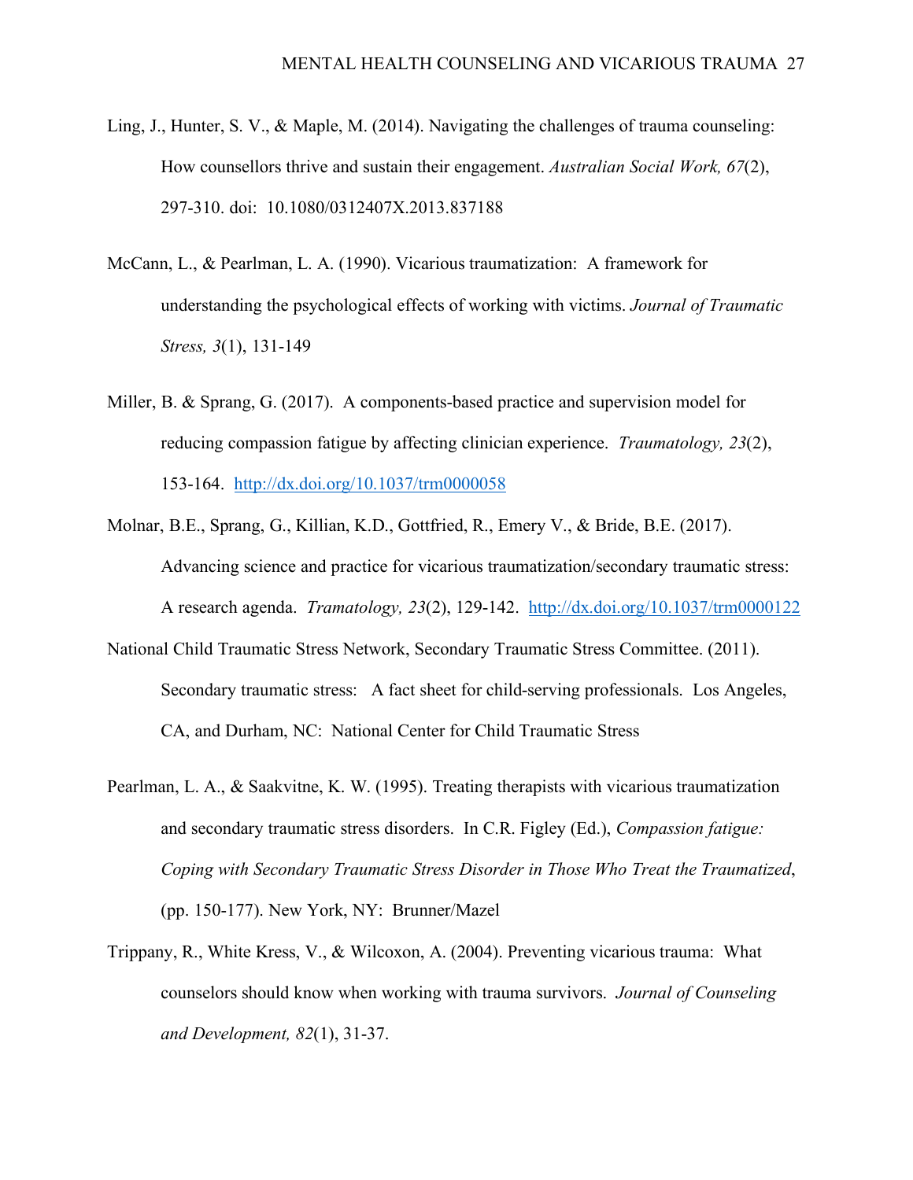Ling, J., Hunter, S. V., & Maple, M. (2014). Navigating the challenges of trauma counseling: How counsellors thrive and sustain their engagement. *Australian Social Work, 67*(2), 297-310. doi: 10.1080/0312407X.2013.837188

McCann, L., & Pearlman, L. A. (1990). Vicarious traumatization: A framework for understanding the psychological effects of working with victims. *Journal of Traumatic Stress, 3*(1), 131-149

Miller, B. & Sprang, G. (2017). A components-based practice and supervision model for reducing compassion fatigue by affecting clinician experience. *Traumatology, 23*(2), 153-164. http://dx.doi.org/10.1037/trm0000058

Molnar, B.E., Sprang, G., Killian, K.D., Gottfried, R., Emery V., & Bride, B.E. (2017). Advancing science and practice for vicarious traumatization/secondary traumatic stress: A research agenda. *Tramatology, 23*(2), 129-142. http://dx.doi.org/10.1037/trm0000122

National Child Traumatic Stress Network, Secondary Traumatic Stress Committee. (2011). Secondary traumatic stress: A fact sheet for child-serving professionals. Los Angeles, CA, and Durham, NC: National Center for Child Traumatic Stress

Pearlman, L. A., & Saakvitne, K. W. (1995). Treating therapists with vicarious traumatization and secondary traumatic stress disorders. In C.R. Figley (Ed.), *Compassion fatigue: Coping with Secondary Traumatic Stress Disorder in Those Who Treat the Traumatized*, (pp. 150-177). New York, NY: Brunner/Mazel

Trippany, R., White Kress, V., & Wilcoxon, A. (2004). Preventing vicarious trauma: What counselors should know when working with trauma survivors. *Journal of Counseling and Development, 82*(1), 31-37.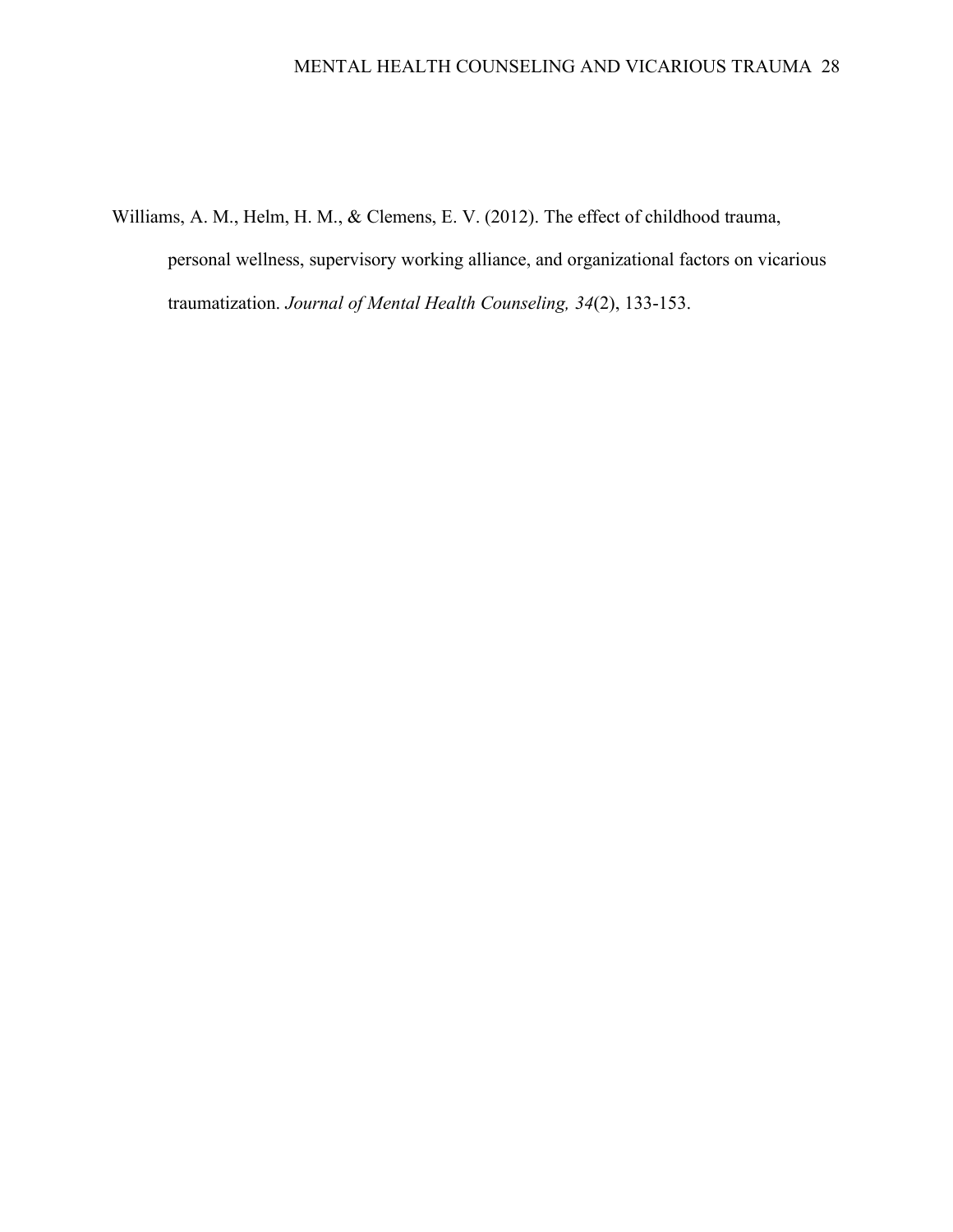Williams, A. M., Helm, H. M., & Clemens, E. V. (2012). The effect of childhood trauma, personal wellness, supervisory working alliance, and organizational factors on vicarious traumatization. *Journal of Mental Health Counseling, 34*(2), 133-153.